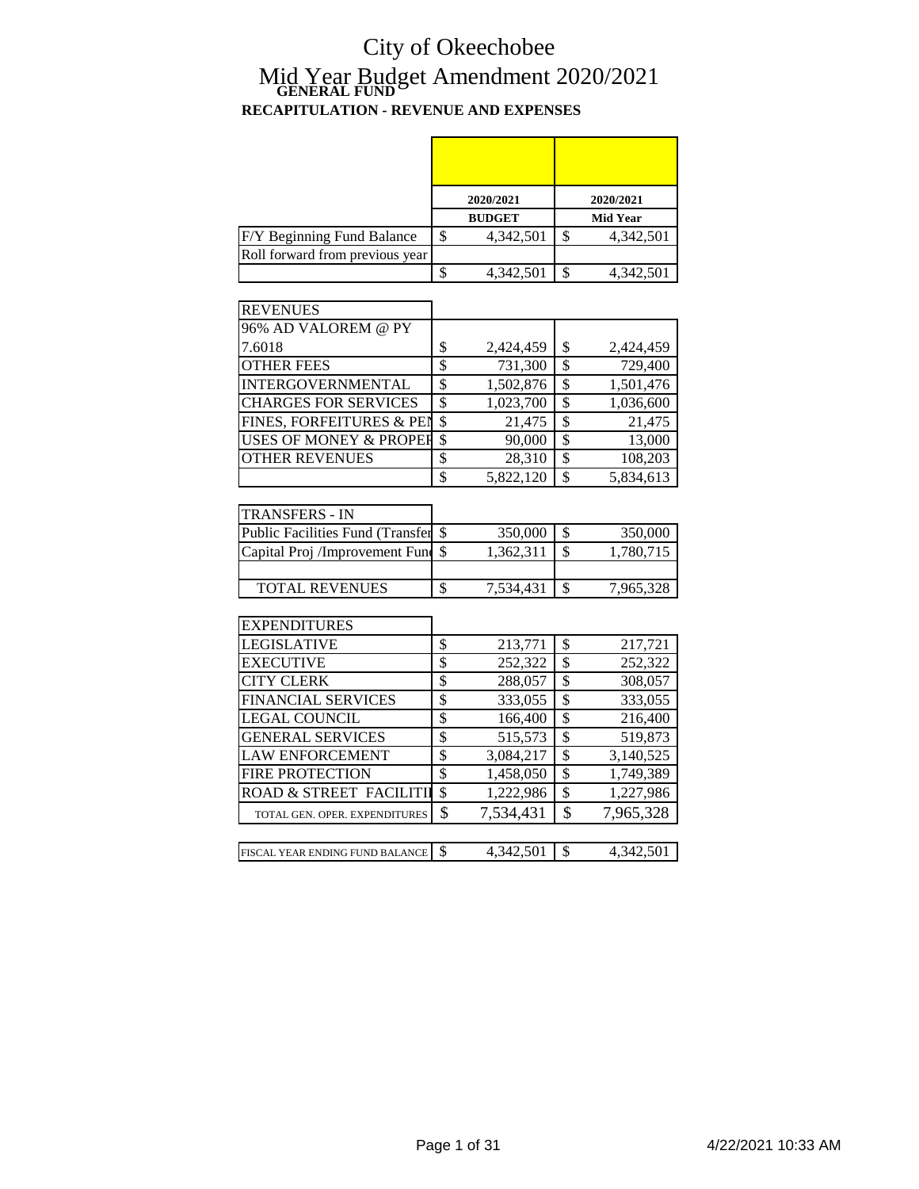# City of Okeechobee

# Mid Year Budget Amendment 2020/2021

## GENERAL FUND

### RECAPITULATION - REVENUE AND EXPENSES

| | 2020/2021 BUDGET | 2020/2021 Mid Year |
|---|---|---|
| F/Y Beginning Fund Balance | $ 4,342,501 | $ 4,342,501 |
| Roll forward from previous year | | |
| | $ 4,342,501 | $ 4,342,501 |

| REVENUES | | |
|---|---|---|
| 96% AD VALOREM @ PY 7.6018 | $ 2,424,459 | $ 2,424,459 |
| OTHER FEES | $ 731,300 | $ 729,400 |
| INTERGOVERNMENTAL | $ 1,502,876 | $ 1,501,476 |
| CHARGES FOR SERVICES | $ 1,023,700 | $ 1,036,600 |
| FINES, FORFEITURES & PEN | $ 21,475 | $ 21,475 |
| USES OF MONEY & PROPER | $ 90,000 | $ 13,000 |
| OTHER REVENUES | $ 28,310 | $ 108,203 |
| | $ 5,822,120 | $ 5,834,613 |

| TRANSFERS - IN | | |
|---|---|---|
| Public Facilities Fund (Transfer | $ 350,000 | $ 350,000 |
| Capital Proj /Improvement Fund | $ 1,362,311 | $ 1,780,715 |
| | | |
| TOTAL REVENUES | $ 7,534,431 | $ 7,965,328 |

| EXPENDITURES | | |
|---|---|---|
| LEGISLATIVE | $ 213,771 | $ 217,721 |
| EXECUTIVE | $ 252,322 | $ 252,322 |
| CITY CLERK | $ 288,057 | $ 308,057 |
| FINANCIAL SERVICES | $ 333,055 | $ 333,055 |
| LEGAL COUNCIL | $ 166,400 | $ 216,400 |
| GENERAL SERVICES | $ 515,573 | $ 519,873 |
| LAW ENFORCEMENT | $ 3,084,217 | $ 3,140,525 |
| FIRE PROTECTION | $ 1,458,050 | $ 1,749,389 |
| ROAD & STREET FACILITI | $ 1,222,986 | $ 1,227,986 |
| TOTAL GEN. OPER. EXPENDITURES | $ 7,534,431 | $ 7,965,328 |

| | | |
|---|---|---|
| FISCAL YEAR ENDING FUND BALANCE | $ 4,342,501 | $ 4,342,501 |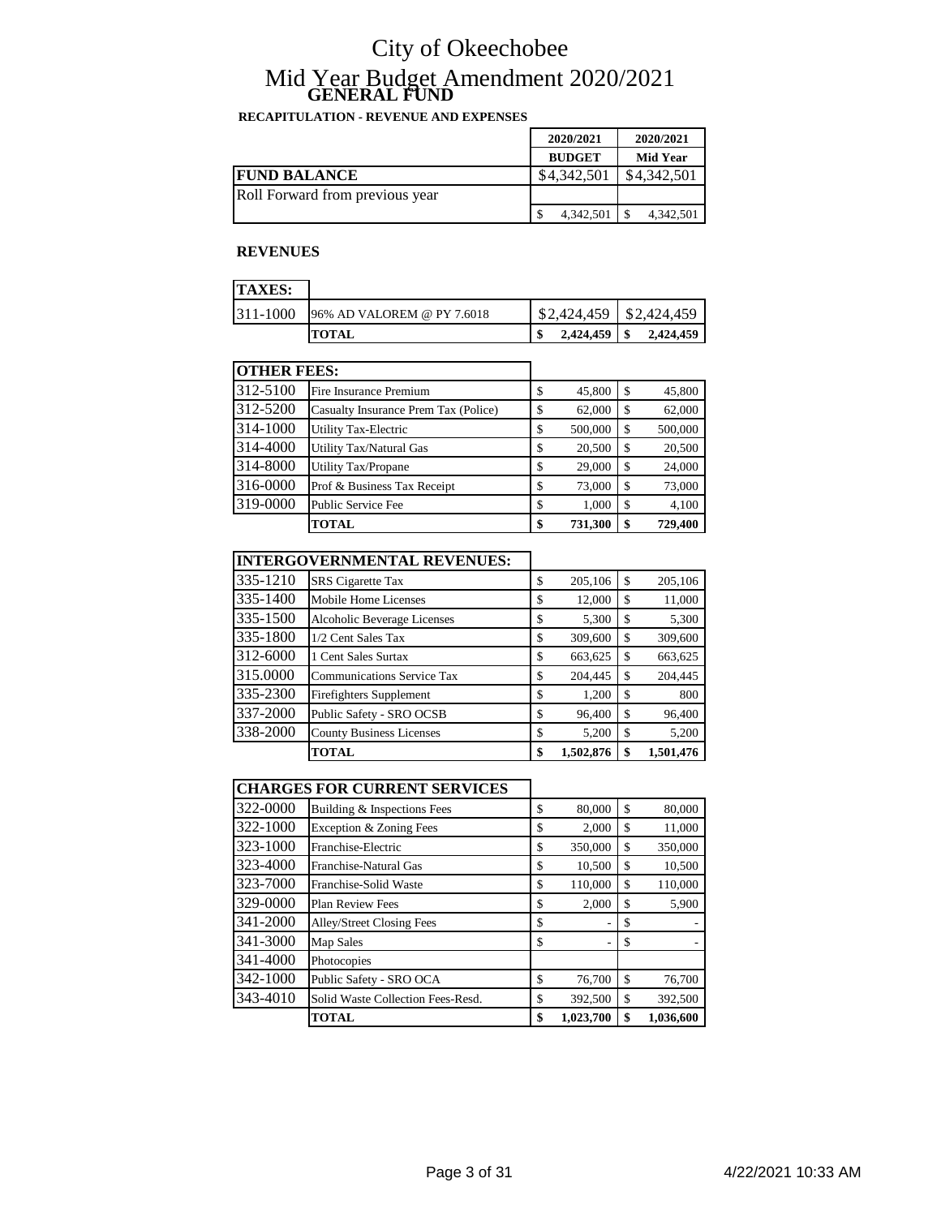# City of Okeechobee

## Mid Year Budget Amendment 2020/2021

### GENERAL FUND

**RECAPITULATION - REVENUE AND EXPENSES**

| | 2020/2021 BUDGET | 2020/2021 Mid Year |
|---|---|---|
| **FUND BALANCE** | $4,342,501 | $4,342,501 |
| Roll Forward from previous year | | |
| | $ 4,342,501 | $ 4,342,501 |

**REVENUES**

| **TAXES:** | | | |
|---|---|---|---|
| 311-1000 | 96% AD VALOREM @ PY 7.6018 | $2,424,459 | $2,424,459 |
| | **TOTAL** | **$ 2,424,459** | **$ 2,424,459** |

| **OTHER FEES:** | | | |
|---|---|---|---|
| 312-5100 | Fire Insurance Premium | $ 45,800 | $ 45,800 |
| 312-5200 | Casualty Insurance Prem Tax (Police) | $ 62,000 | $ 62,000 |
| 314-1000 | Utility Tax-Electric | $ 500,000 | $ 500,000 |
| 314-4000 | Utility Tax/Natural Gas | $ 20,500 | $ 20,500 |
| 314-8000 | Utility Tax/Propane | $ 29,000 | $ 24,000 |
| 316-0000 | Prof & Business Tax Receipt | $ 73,000 | $ 73,000 |
| 319-0000 | Public Service Fee | $ 1,000 | $ 4,100 |
| | **TOTAL** | **$ 731,300** | **$ 729,400** |

| **INTERGOVERNMENTAL REVENUES:** | | | |
|---|---|---|---|
| 335-1210 | SRS Cigarette Tax | $ 205,106 | $ 205,106 |
| 335-1400 | Mobile Home Licenses | $ 12,000 | $ 11,000 |
| 335-1500 | Alcoholic Beverage Licenses | $ 5,300 | $ 5,300 |
| 335-1800 | 1/2 Cent Sales Tax | $ 309,600 | $ 309,600 |
| 312-6000 | 1 Cent Sales Surtax | $ 663,625 | $ 663,625 |
| 315.0000 | Communications Service Tax | $ 204,445 | $ 204,445 |
| 335-2300 | Firefighters Supplement | $ 1,200 | $ 800 |
| 337-2000 | Public Safety - SRO OCSB | $ 96,400 | $ 96,400 |
| 338-2000 | County Business Licenses | $ 5,200 | $ 5,200 |
| | **TOTAL** | **$ 1,502,876** | **$ 1,501,476** |

| **CHARGES FOR CURRENT SERVICES** | | | |
|---|---|---|---|
| 322-0000 | Building & Inspections Fees | $ 80,000 | $ 80,000 |
| 322-1000 | Exception & Zoning Fees | $ 2,000 | $ 11,000 |
| 323-1000 | Franchise-Electric | $ 350,000 | $ 350,000 |
| 323-4000 | Franchise-Natural Gas | $ 10,500 | $ 10,500 |
| 323-7000 | Franchise-Solid Waste | $ 110,000 | $ 110,000 |
| 329-0000 | Plan Review Fees | $ 2,000 | $ 5,900 |
| 341-2000 | Alley/Street Closing Fees | $ - | $ - |
| 341-3000 | Map Sales | $ - | $ - |
| 341-4000 | Photocopies | | |
| 342-1000 | Public Safety - SRO OCA | $ 76,700 | $ 76,700 |
| 343-4010 | Solid Waste Collection Fees-Resd. | $ 392,500 | $ 392,500 |
| | **TOTAL** | **$ 1,023,700** | **$ 1,036,600** |

4/22/2021 10:33 AM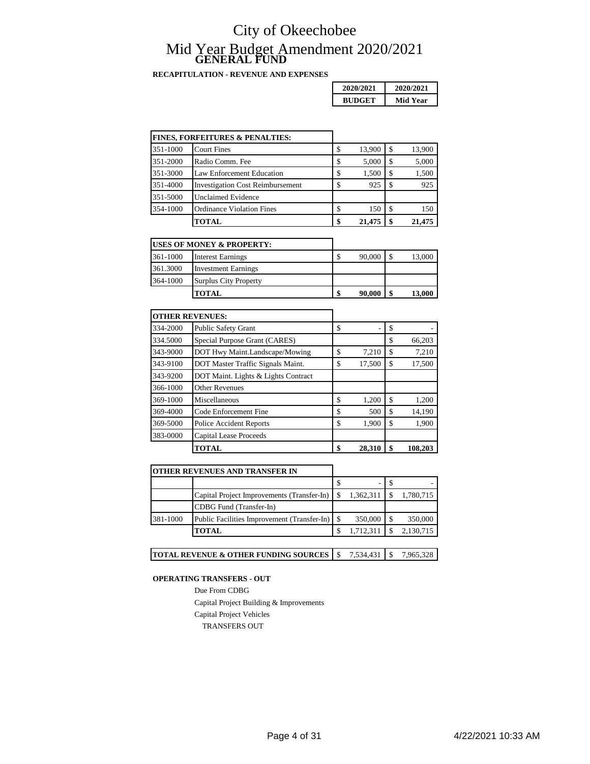# City of Okeechobee

# Mid Year Budget Amendment 2020/2021

## GENERAL FUND

**RECAPITULATION - REVENUE AND EXPENSES**

| | | 2020/2021 BUDGET | 2020/2021 Mid Year |
|---|---|---|---|
| | **FINES, FORFEITURES & PENALTIES:** | | |
| 351-1000 | Court Fines | $ 13,900 | $ 13,900 |
| 351-2000 | Radio Comm. Fee | $ 5,000 | $ 5,000 |
| 351-3000 | Law Enforcement Education | $ 1,500 | $ 1,500 |
| 351-4000 | Investigation Cost Reimbursement | $ 925 | $ 925 |
| 351-5000 | Unclaimed Evidence | | |
| 354-1000 | Ordinance Violation Fines | $ 150 | $ 150 |
| | **TOTAL** | **$ 21,475** | **$ 21,475** |
| | **USES OF MONEY & PROPERTY:** | | |
| 361-1000 | Interest Earnings | $ 90,000 | $ 13,000 |
| 361.3000 | Investment Earnings | | |
| 364-1000 | Surplus City Property | | |
| | **TOTAL** | **$ 90,000** | **$ 13,000** |
| | **OTHER REVENUES:** | | |
| 334-2000 | Public Safety Grant | $ - | $ - |
| 334.5000 | Special Purpose Grant (CARES) | | $ 66,203 |
| 343-9000 | DOT Hwy Maint.Landscape/Mowing | $ 7,210 | $ 7,210 |
| 343-9100 | DOT Master Traffic Signals Maint. | $ 17,500 | $ 17,500 |
| 343-9200 | DOT Maint. Lights & Lights Contract | | |
| 366-1000 | Other Revenues | | |
| 369-1000 | Miscellaneous | $ 1,200 | $ 1,200 |
| 369-4000 | Code Enforcement Fine | $ 500 | $ 14,190 |
| 369-5000 | Police Accident Reports | $ 1,900 | $ 1,900 |
| 383-0000 | Capital Lease Proceeds | | |
| | **TOTAL** | **$ 28,310** | **$ 108,203** |
| | **OTHER REVENUES AND TRANSFER IN** | | |
| | | $ - | $ - |
| | Capital Project Improvements (Transfer-In) | $ 1,362,311 | $ 1,780,715 |
| | CDBG Fund (Transfer-In) | | |
| 381-1000 | Public Facilities Improvement (Transfer-In) | $ 350,000 | $ 350,000 |
| | **TOTAL** | $ 1,712,311 | $ 2,130,715 |
| | **TOTAL REVENUE & OTHER FUNDING SOURCES** | $ 7,534,431 | $ 7,965,328 |

**OPERATING TRANSFERS - OUT**

Due From CDBG

Capital Project Building & Improvements

Capital Project Vehicles

TRANSFERS OUT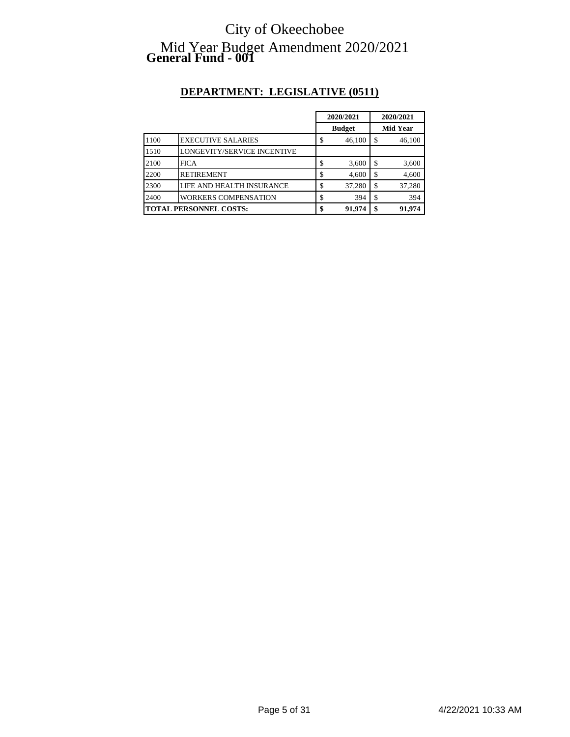# City of Okeechobee

## Mid Year Budget Amendment 2020/2021

**General Fund - 001**

### DEPARTMENT: LEGISLATIVE (0511)

| | | 2020/2021 Budget | 2020/2021 Mid Year |
|---|---|---|---|
| 1100 | EXECUTIVE SALARIES | $ 46,100 | $ 46,100 |
| 1510 | LONGEVITY/SERVICE INCENTIVE | | |
| 2100 | FICA | $ 3,600 | $ 3,600 |
| 2200 | RETIREMENT | $ 4,600 | $ 4,600 |
| 2300 | LIFE AND HEALTH INSURANCE | $ 37,280 | $ 37,280 |
| 2400 | WORKERS COMPENSATION | $ 394 | $ 394 |
| **TOTAL PERSONNEL COSTS:** | | **$ 91,974** | **$ 91,974** |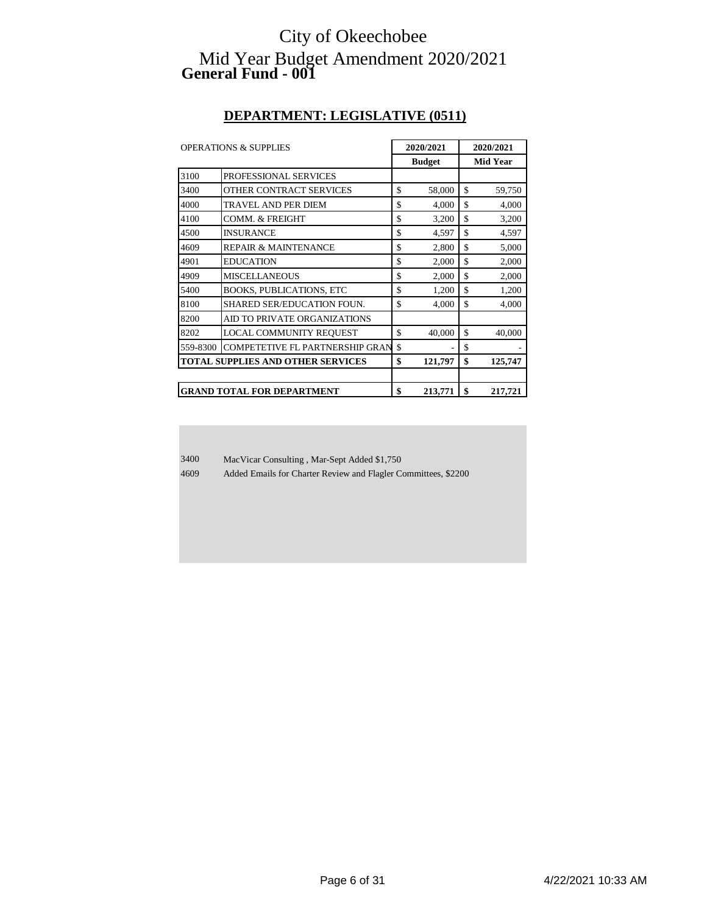# City of Okeechobee

## Mid Year Budget Amendment 2020/2021

## General Fund - 001

### DEPARTMENT: LEGISLATIVE (0511)

| OPERATIONS & SUPPLIES | | 2020/2021 Budget | 2020/2021 Mid Year |
|---|---|---|---|
| 3100 | PROFESSIONAL SERVICES | | |
| 3400 | OTHER CONTRACT SERVICES | $ 58,000 | $ 59,750 |
| 4000 | TRAVEL AND PER DIEM | $ 4,000 | $ 4,000 |
| 4100 | COMM. & FREIGHT | $ 3,200 | $ 3,200 |
| 4500 | INSURANCE | $ 4,597 | $ 4,597 |
| 4609 | REPAIR & MAINTENANCE | $ 2,800 | $ 5,000 |
| 4901 | EDUCATION | $ 2,000 | $ 2,000 |
| 4909 | MISCELLANEOUS | $ 2,000 | $ 2,000 |
| 5400 | BOOKS, PUBLICATIONS, ETC | $ 1,200 | $ 1,200 |
| 8100 | SHARED SER/EDUCATION FOUN. | $ 4,000 | $ 4,000 |
| 8200 | AID TO PRIVATE ORGANIZATIONS | | |
| 8202 | LOCAL COMMUNITY REQUEST | $ 40,000 | $ 40,000 |
| 559-8300 | COMPETETIVE FL PARTNERSHIP GRAN | $ - | $ - |
| **TOTAL SUPPLIES AND OTHER SERVICES** | | **$ 121,797** | **$ 125,747** |
| | | | |
| **GRAND TOTAL FOR DEPARTMENT** | | **$ 213,771** | **$ 217,721** |

3400 MacVicar Consulting , Mar-Sept Added $1,750

4609 Added Emails for Charter Review and Flagler Committees, $2200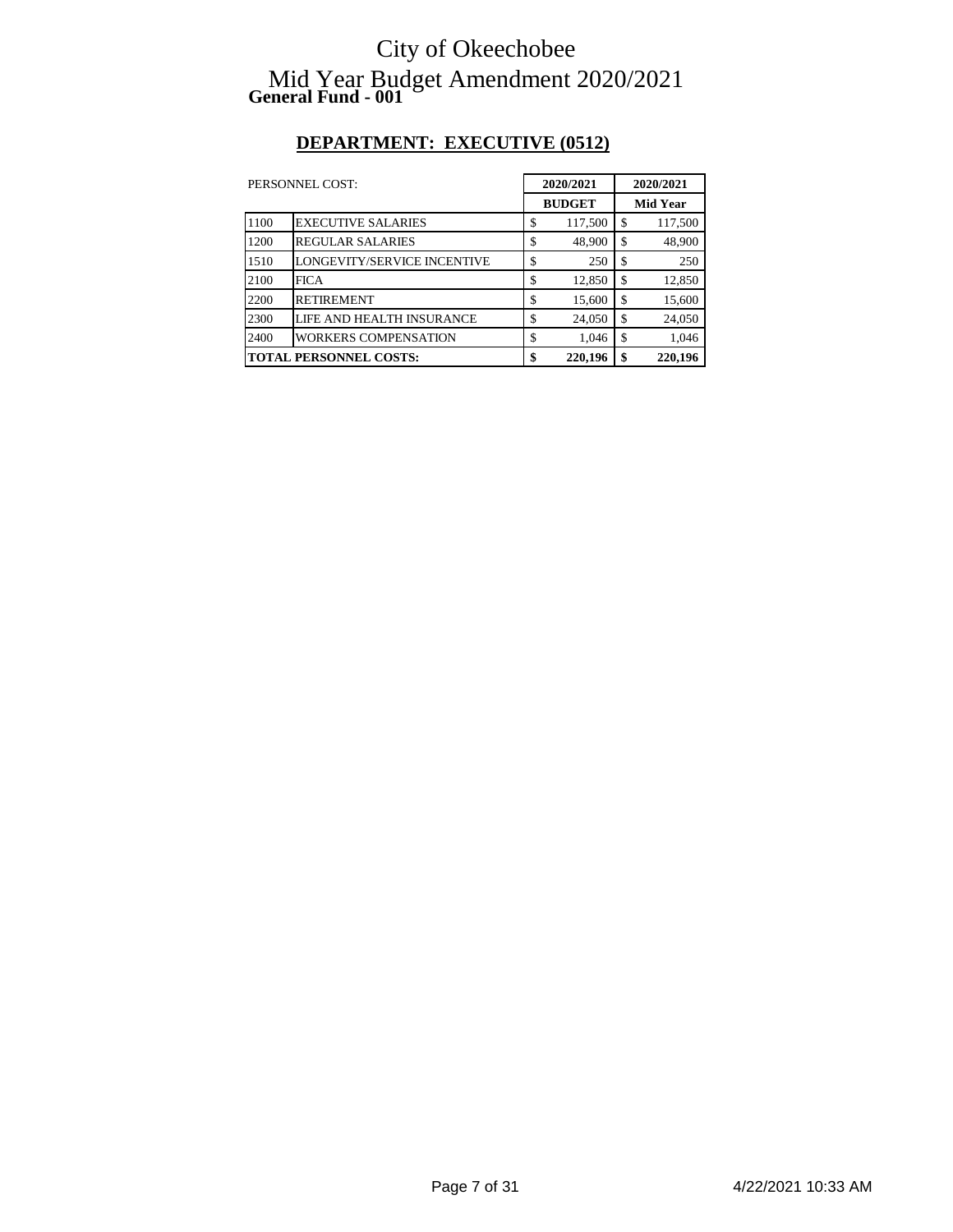# City of Okeechobee

## Mid Year Budget Amendment 2020/2021

**General Fund - 001**

### DEPARTMENT: EXECUTIVE (0512)

| PERSONNEL COST: | | 2020/2021 BUDGET | 2020/2021 Mid Year |
|---|---|---|---|
| 1100 | EXECUTIVE SALARIES | $ 117,500 | $ 117,500 |
| 1200 | REGULAR SALARIES | $ 48,900 | $ 48,900 |
| 1510 | LONGEVITY/SERVICE INCENTIVE | $ 250 | $ 250 |
| 2100 | FICA | $ 12,850 | $ 12,850 |
| 2200 | RETIREMENT | $ 15,600 | $ 15,600 |
| 2300 | LIFE AND HEALTH INSURANCE | $ 24,050 | $ 24,050 |
| 2400 | WORKERS COMPENSATION | $ 1,046 | $ 1,046 |
| **TOTAL PERSONNEL COSTS:** | | **$ 220,196** | **$ 220,196** |

4/22/2021 10:33 AM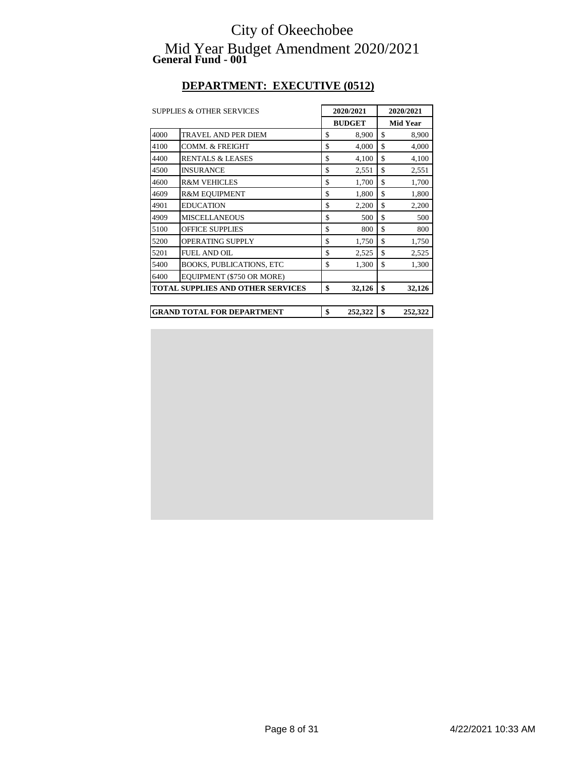# City of Okeechobee

## Mid Year Budget Amendment 2020/2021

**General Fund - 001**

## DEPARTMENT: EXECUTIVE (0512)

| SUPPLIES & OTHER SERVICES | | 2020/2021 BUDGET | 2020/2021 Mid Year |
|---|---|---|---|
| 4000 | TRAVEL AND PER DIEM | $ 8,900 | $ 8,900 |
| 4100 | COMM. & FREIGHT | $ 4,000 | $ 4,000 |
| 4400 | RENTALS & LEASES | $ 4,100 | $ 4,100 |
| 4500 | INSURANCE | $ 2,551 | $ 2,551 |
| 4600 | R&M VEHICLES | $ 1,700 | $ 1,700 |
| 4609 | R&M EQUIPMENT | $ 1,800 | $ 1,800 |
| 4901 | EDUCATION | $ 2,200 | $ 2,200 |
| 4909 | MISCELLANEOUS | $ 500 | $ 500 |
| 5100 | OFFICE SUPPLIES | $ 800 | $ 800 |
| 5200 | OPERATING SUPPLY | $ 1,750 | $ 1,750 |
| 5201 | FUEL AND OIL | $ 2,525 | $ 2,525 |
| 5400 | BOOKS, PUBLICATIONS, ETC | $ 1,300 | $ 1,300 |
| 6400 | EQUIPMENT ($750 OR MORE) | | |
| **TOTAL SUPPLIES AND OTHER SERVICES** | | **$ 32,126** | **$ 32,126** |

| | | |
|---|---|---|
| **GRAND TOTAL FOR DEPARTMENT** | **$ 252,322** | **$ 252,322** |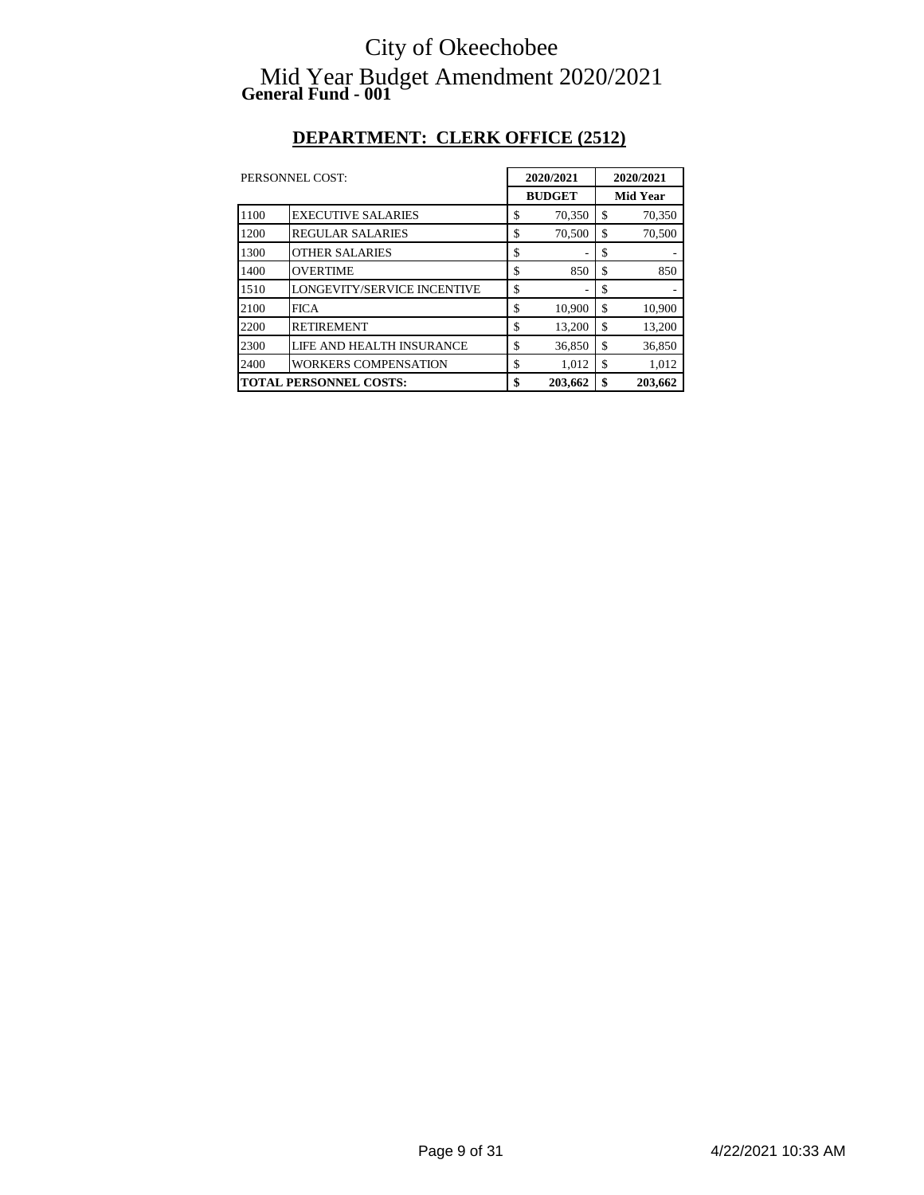# City of Okeechobee

## Mid Year Budget Amendment 2020/2021

**General Fund - 001**

## DEPARTMENT: CLERK OFFICE (2512)

| PERSONNEL COST: | | 2020/2021 BUDGET | 2020/2021 Mid Year |
|---|---|---|---|
| 1100 | EXECUTIVE SALARIES | $ 70,350 | $ 70,350 |
| 1200 | REGULAR SALARIES | $ 70,500 | $ 70,500 |
| 1300 | OTHER SALARIES | $ - | $ - |
| 1400 | OVERTIME | $ 850 | $ 850 |
| 1510 | LONGEVITY/SERVICE INCENTIVE | $ - | $ - |
| 2100 | FICA | $ 10,900 | $ 10,900 |
| 2200 | RETIREMENT | $ 13,200 | $ 13,200 |
| 2300 | LIFE AND HEALTH INSURANCE | $ 36,850 | $ 36,850 |
| 2400 | WORKERS COMPENSATION | $ 1,012 | $ 1,012 |
| **TOTAL PERSONNEL COSTS:** | | **$ 203,662** | **$ 203,662** |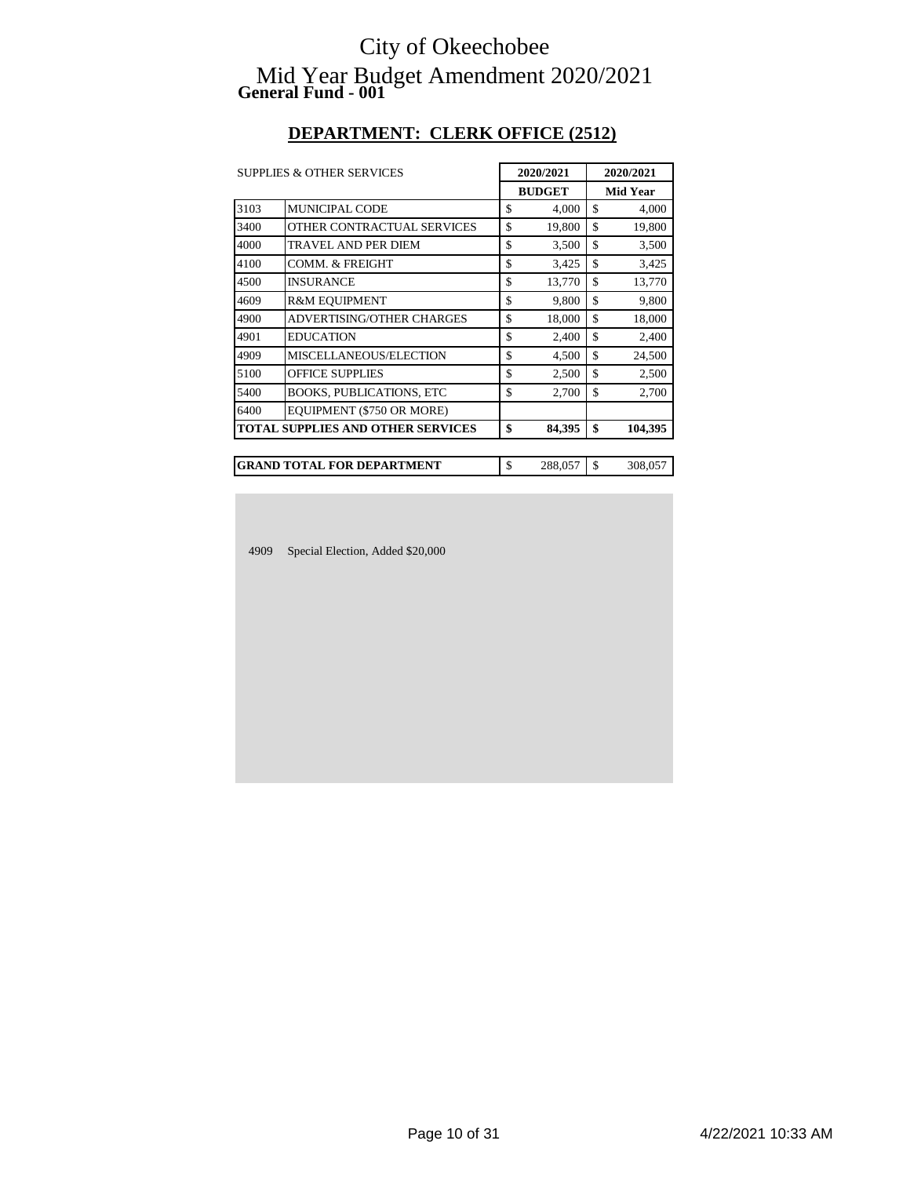# City of Okeechobee

## Mid Year Budget Amendment 2020/2021

**General Fund - 001**

## DEPARTMENT: CLERK OFFICE (2512)

| SUPPLIES & OTHER SERVICES | | 2020/2021 BUDGET | 2020/2021 Mid Year |
|---|---|---|---|
| 3103 | MUNICIPAL CODE | $ 4,000 | $ 4,000 |
| 3400 | OTHER CONTRACTUAL SERVICES | $ 19,800 | $ 19,800 |
| 4000 | TRAVEL AND PER DIEM | $ 3,500 | $ 3,500 |
| 4100 | COMM. & FREIGHT | $ 3,425 | $ 3,425 |
| 4500 | INSURANCE | $ 13,770 | $ 13,770 |
| 4609 | R&M EQUIPMENT | $ 9,800 | $ 9,800 |
| 4900 | ADVERTISING/OTHER CHARGES | $ 18,000 | $ 18,000 |
| 4901 | EDUCATION | $ 2,400 | $ 2,400 |
| 4909 | MISCELLANEOUS/ELECTION | $ 4,500 | $ 24,500 |
| 5100 | OFFICE SUPPLIES | $ 2,500 | $ 2,500 |
| 5400 | BOOKS, PUBLICATIONS, ETC | $ 2,700 | $ 2,700 |
| 6400 | EQUIPMENT ($750 OR MORE) | | |
| **TOTAL SUPPLIES AND OTHER SERVICES** | | **$ 84,395** | **$ 104,395** |

| GRAND TOTAL FOR DEPARTMENT | 2020/2021 BUDGET | 2020/2021 Mid Year |
|---|---|---|
| **GRAND TOTAL FOR DEPARTMENT** | $ 288,057 | $ 308,057 |

4909 Special Election, Added $20,000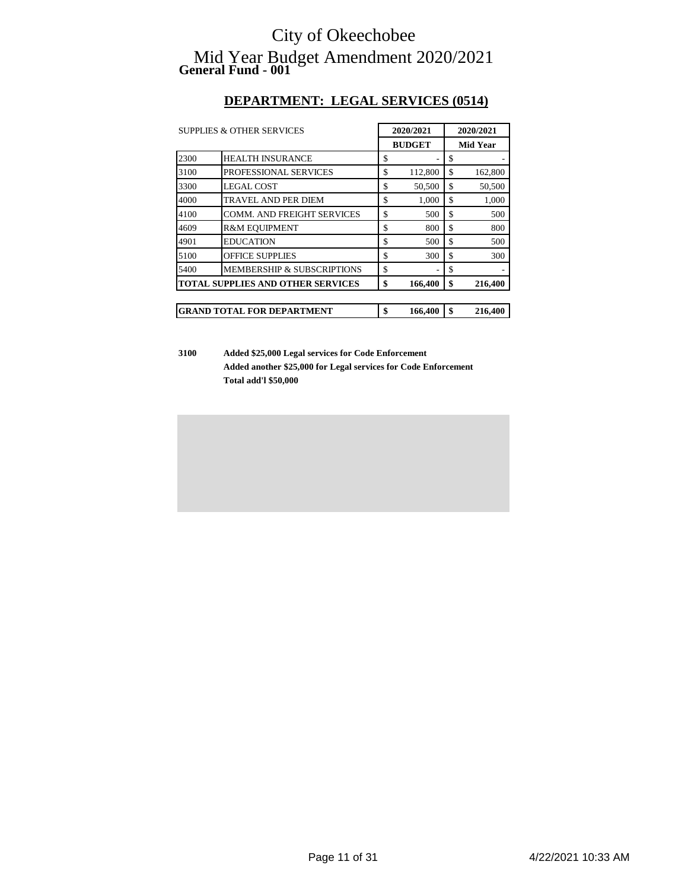# City of Okeechobee

# Mid Year Budget Amendment 2020/2021

**General Fund - 001**

## DEPARTMENT: LEGAL SERVICES (0514)

| SUPPLIES & OTHER SERVICES | | 2020/2021 BUDGET | 2020/2021 Mid Year |
|---|---|---|---|
| 2300 | HEALTH INSURANCE | $ - | $ - |
| 3100 | PROFESSIONAL SERVICES | $ 112,800 | $ 162,800 |
| 3300 | LEGAL COST | $ 50,500 | $ 50,500 |
| 4000 | TRAVEL AND PER DIEM | $ 1,000 | $ 1,000 |
| 4100 | COMM. AND FREIGHT SERVICES | $ 500 | $ 500 |
| 4609 | R&M EQUIPMENT | $ 800 | $ 800 |
| 4901 | EDUCATION | $ 500 | $ 500 |
| 5100 | OFFICE SUPPLIES | $ 300 | $ 300 |
| 5400 | MEMBERSHIP & SUBSCRIPTIONS | $ - | $ - |
| **TOTAL SUPPLIES AND OTHER SERVICES** | | **$ 166,400** | **$ 216,400** |
| | | | |
| **GRAND TOTAL FOR DEPARTMENT** | | **$ 166,400** | **$ 216,400** |

**3100** **Added $25,000 Legal services for Code Enforcement**
**Added another $25,000 for Legal services for Code Enforcement**
**Total add'l $50,000**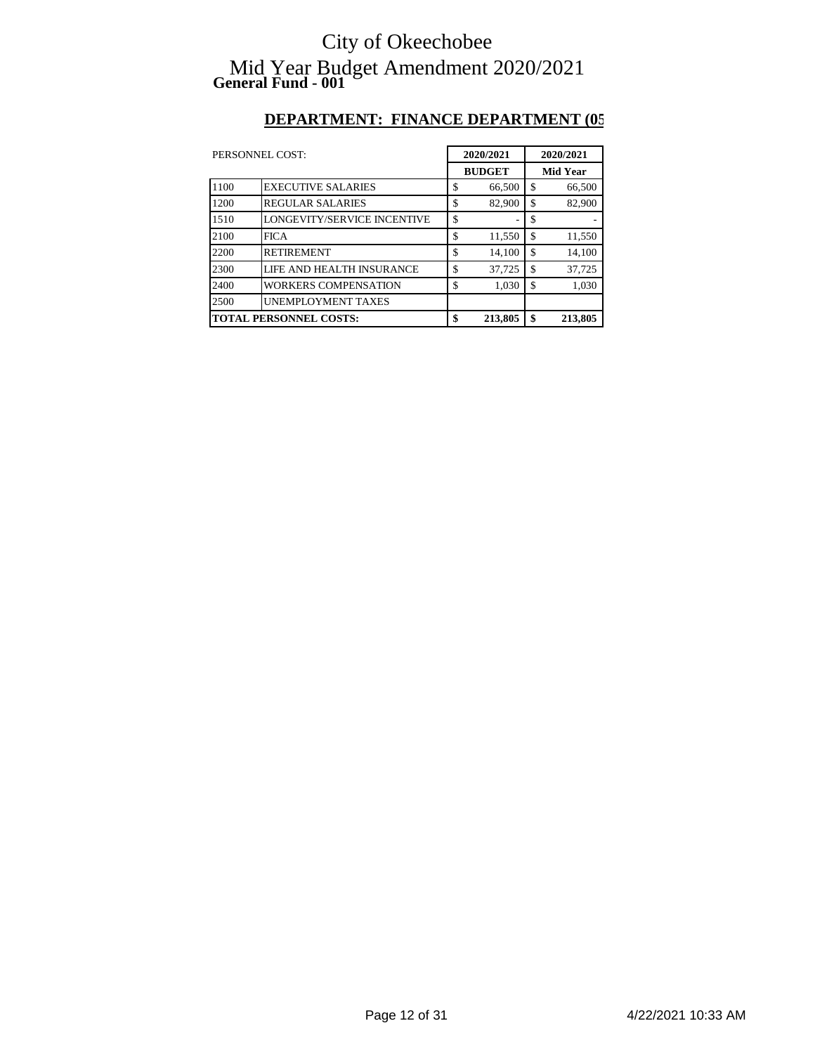# City of Okeechobee

# Mid Year Budget Amendment 2020/2021

**General Fund - 001**

## DEPARTMENT: FINANCE DEPARTMENT (05

| PERSONNEL COST: | | 2020/2021 BUDGET | 2020/2021 Mid Year |
|---|---|---|---|
| 1100 | EXECUTIVE SALARIES | $ 66,500 | $ 66,500 |
| 1200 | REGULAR SALARIES | $ 82,900 | $ 82,900 |
| 1510 | LONGEVITY/SERVICE INCENTIVE | $ - | $ - |
| 2100 | FICA | $ 11,550 | $ 11,550 |
| 2200 | RETIREMENT | $ 14,100 | $ 14,100 |
| 2300 | LIFE AND HEALTH INSURANCE | $ 37,725 | $ 37,725 |
| 2400 | WORKERS COMPENSATION | $ 1,030 | $ 1,030 |
| 2500 | UNEMPLOYMENT TAXES | | |
| **TOTAL PERSONNEL COSTS:** | | **$ 213,805** | **$ 213,805** |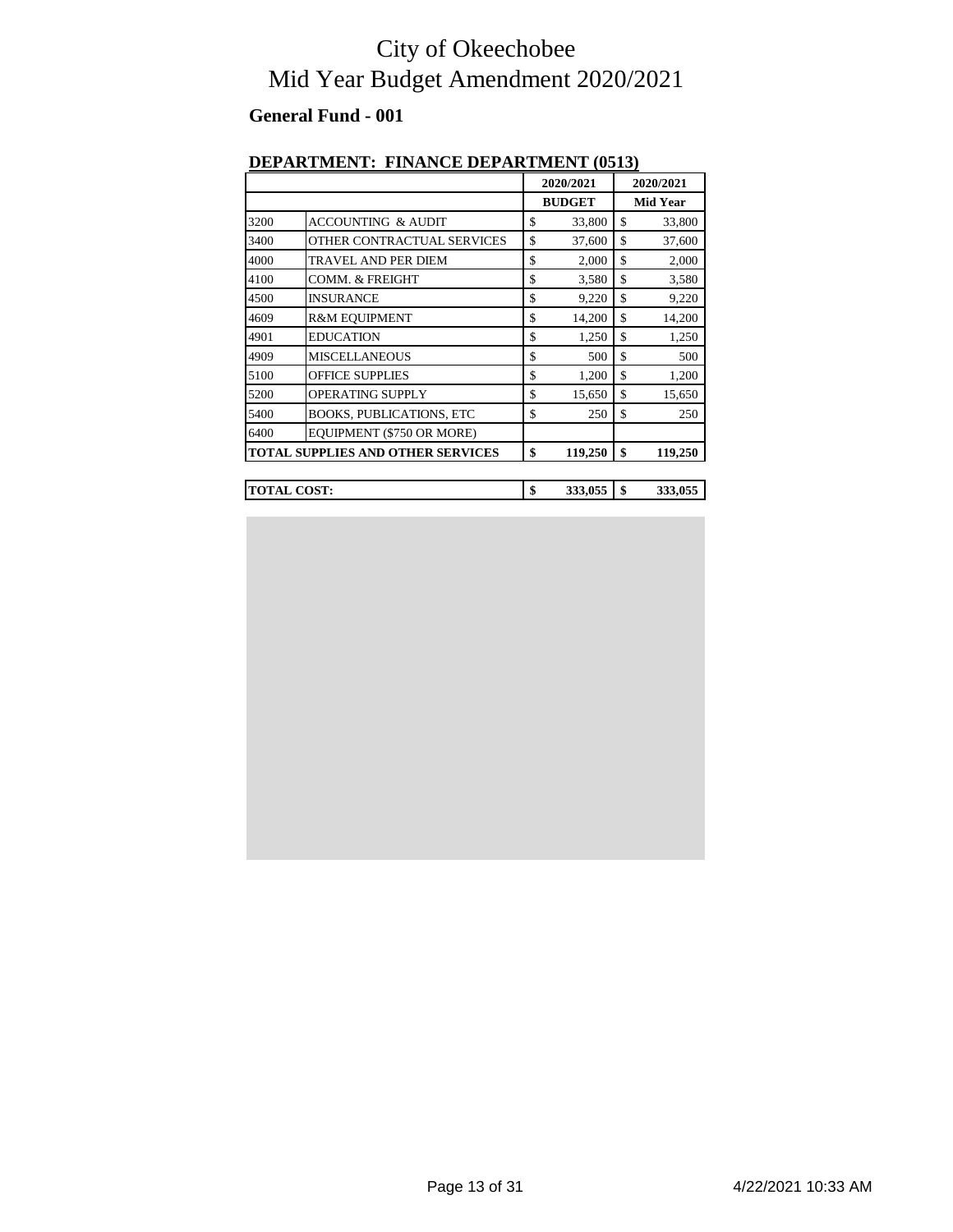# City of Okeechobee
# Mid Year Budget Amendment 2020/2021

**General Fund - 001**

**DEPARTMENT: FINANCE DEPARTMENT (0513)**

| | | 2020/2021 | 2020/2021 |
|---|---|---|---|
| | | **BUDGET** | **Mid Year** |
| 3200 | ACCOUNTING & AUDIT | $ 33,800 | $ 33,800 |
| 3400 | OTHER CONTRACTUAL SERVICES | $ 37,600 | $ 37,600 |
| 4000 | TRAVEL AND PER DIEM | $ 2,000 | $ 2,000 |
| 4100 | COMM. & FREIGHT | $ 3,580 | $ 3,580 |
| 4500 | INSURANCE | $ 9,220 | $ 9,220 |
| 4609 | R&M EQUIPMENT | $ 14,200 | $ 14,200 |
| 4901 | EDUCATION | $ 1,250 | $ 1,250 |
| 4909 | MISCELLANEOUS | $ 500 | $ 500 |
| 5100 | OFFICE SUPPLIES | $ 1,200 | $ 1,200 |
| 5200 | OPERATING SUPPLY | $ 15,650 | $ 15,650 |
| 5400 | BOOKS, PUBLICATIONS, ETC | $ 250 | $ 250 |
| 6400 | EQUIPMENT ($750 OR MORE) | | |
| **TOTAL SUPPLIES AND OTHER SERVICES** | | **$ 119,250** | **$ 119,250** |

| | | |
|---|---|---|
| **TOTAL COST:** | **$ 333,055** | **$ 333,055** |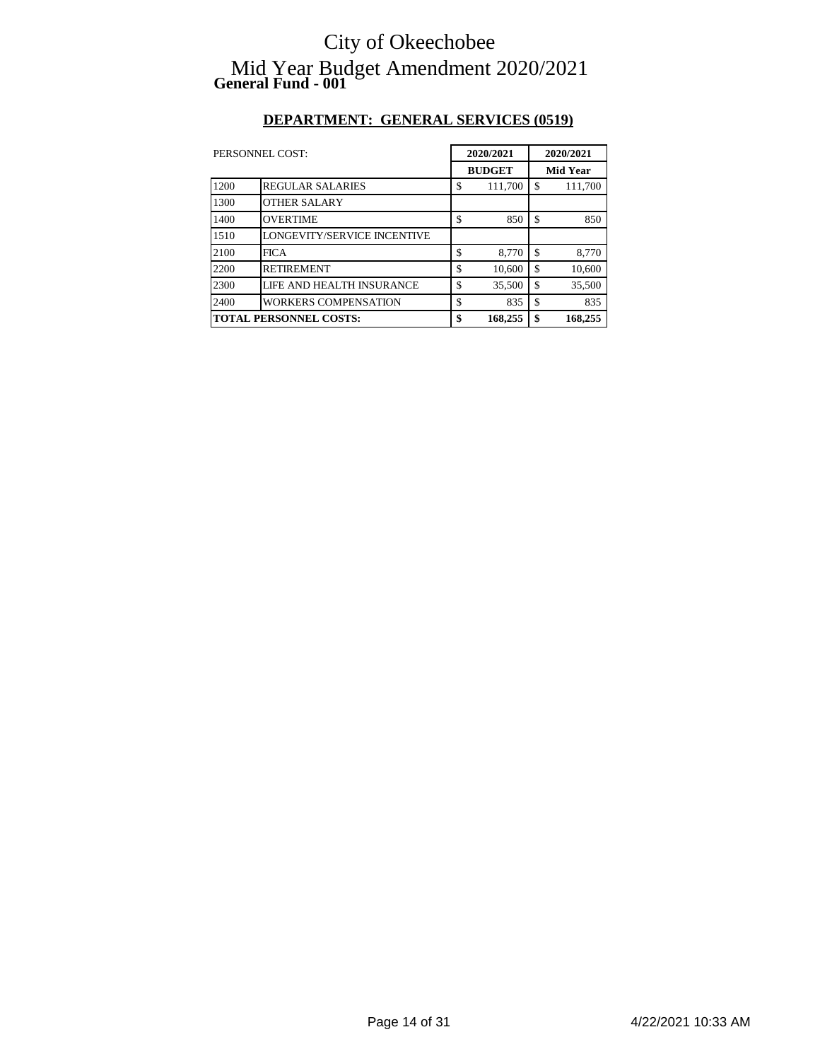# City of Okeechobee

# Mid Year Budget Amendment 2020/2021

**General Fund - 001**

## DEPARTMENT: GENERAL SERVICES (0519)

| PERSONNEL COST: | | 2020/2021 BUDGET | 2020/2021 Mid Year |
|---|---|---|---|
| 1200 | REGULAR SALARIES | $ 111,700 | $ 111,700 |
| 1300 | OTHER SALARY | | |
| 1400 | OVERTIME | $ 850 | $ 850 |
| 1510 | LONGEVITY/SERVICE INCENTIVE | | |
| 2100 | FICA | $ 8,770 | $ 8,770 |
| 2200 | RETIREMENT | $ 10,600 | $ 10,600 |
| 2300 | LIFE AND HEALTH INSURANCE | $ 35,500 | $ 35,500 |
| 2400 | WORKERS COMPENSATION | $ 835 | $ 835 |
| **TOTAL PERSONNEL COSTS:** | | **$ 168,255** | **$ 168,255** |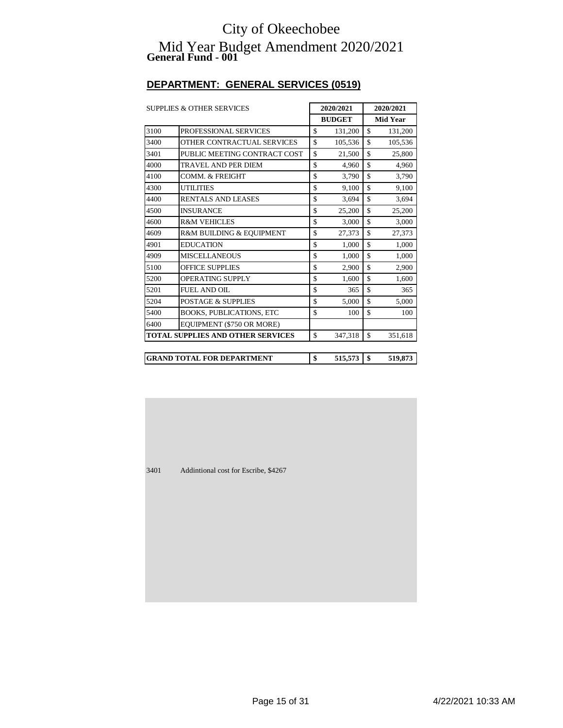# City of Okeechobee

## Mid Year Budget Amendment 2020/2021

**General Fund - 001**

### DEPARTMENT: GENERAL SERVICES (0519)

| SUPPLIES & OTHER SERVICES | | 2020/2021 BUDGET | 2020/2021 Mid Year |
|---|---|---|---|
| 3100 | PROFESSIONAL SERVICES | $ 131,200 | $ 131,200 |
| 3400 | OTHER CONTRACTUAL SERVICES | $ 105,536 | $ 105,536 |
| 3401 | PUBLIC MEETING CONTRACT COST | $ 21,500 | $ 25,800 |
| 4000 | TRAVEL AND PER DIEM | $ 4,960 | $ 4,960 |
| 4100 | COMM. & FREIGHT | $ 3,790 | $ 3,790 |
| 4300 | UTILITIES | $ 9,100 | $ 9,100 |
| 4400 | RENTALS AND LEASES | $ 3,694 | $ 3,694 |
| 4500 | INSURANCE | $ 25,200 | $ 25,200 |
| 4600 | R&M VEHICLES | $ 3,000 | $ 3,000 |
| 4609 | R&M BUILDING & EQUIPMENT | $ 27,373 | $ 27,373 |
| 4901 | EDUCATION | $ 1,000 | $ 1,000 |
| 4909 | MISCELLANEOUS | $ 1,000 | $ 1,000 |
| 5100 | OFFICE SUPPLIES | $ 2,900 | $ 2,900 |
| 5200 | OPERATING SUPPLY | $ 1,600 | $ 1,600 |
| 5201 | FUEL AND OIL | $ 365 | $ 365 |
| 5204 | POSTAGE & SUPPLIES | $ 5,000 | $ 5,000 |
| 5400 | BOOKS, PUBLICATIONS, ETC | $ 100 | $ 100 |
| 6400 | EQUIPMENT ($750 OR MORE) | | |
| **TOTAL SUPPLIES AND OTHER SERVICES** | | $ 347,318 | $ 351,618 |

| **GRAND TOTAL FOR DEPARTMENT** | | **$ 515,573** | **$ 519,873** |
|---|---|---|---|

3401 Addintional cost for Escribe, $4267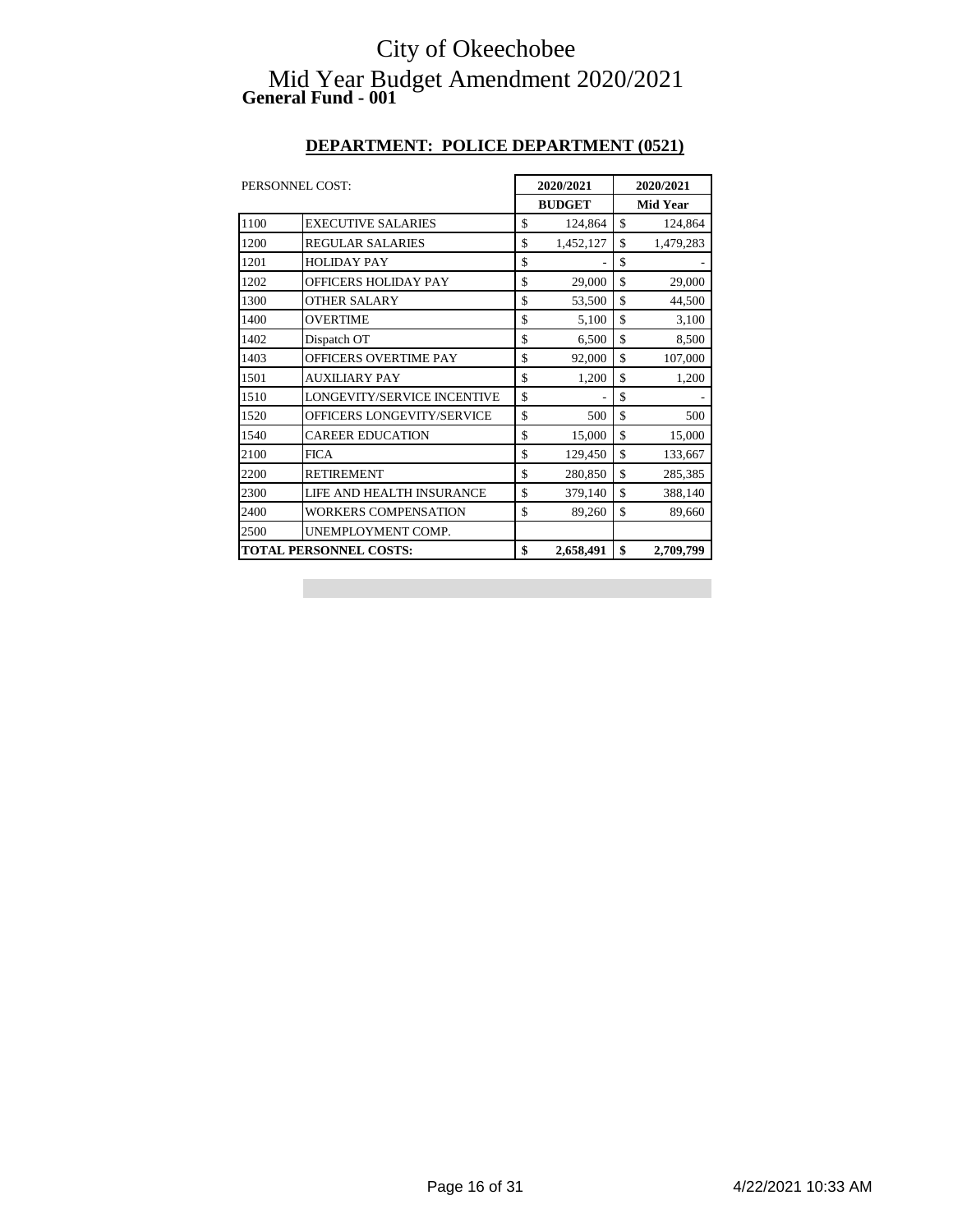# City of Okeechobee

## Mid Year Budget Amendment 2020/2021

**General Fund - 001**

### DEPARTMENT: POLICE DEPARTMENT (0521)

| PERSONNEL COST: | | 2020/2021 BUDGET | 2020/2021 Mid Year |
|---|---|---|---|
| 1100 | EXECUTIVE SALARIES | $ 124,864 | $ 124,864 |
| 1200 | REGULAR SALARIES | $ 1,452,127 | $ 1,479,283 |
| 1201 | HOLIDAY PAY | $ - | $ - |
| 1202 | OFFICERS HOLIDAY PAY | $ 29,000 | $ 29,000 |
| 1300 | OTHER SALARY | $ 53,500 | $ 44,500 |
| 1400 | OVERTIME | $ 5,100 | $ 3,100 |
| 1402 | Dispatch OT | $ 6,500 | $ 8,500 |
| 1403 | OFFICERS OVERTIME PAY | $ 92,000 | $ 107,000 |
| 1501 | AUXILIARY PAY | $ 1,200 | $ 1,200 |
| 1510 | LONGEVITY/SERVICE INCENTIVE | $ - | $ - |
| 1520 | OFFICERS LONGEVITY/SERVICE | $ 500 | $ 500 |
| 1540 | CAREER EDUCATION | $ 15,000 | $ 15,000 |
| 2100 | FICA | $ 129,450 | $ 133,667 |
| 2200 | RETIREMENT | $ 280,850 | $ 285,385 |
| 2300 | LIFE AND HEALTH INSURANCE | $ 379,140 | $ 388,140 |
| 2400 | WORKERS COMPENSATION | $ 89,260 | $ 89,660 |
| 2500 | UNEMPLOYMENT COMP. | | |
| **TOTAL PERSONNEL COSTS:** | | **$ 2,658,491** | **$ 2,709,799** |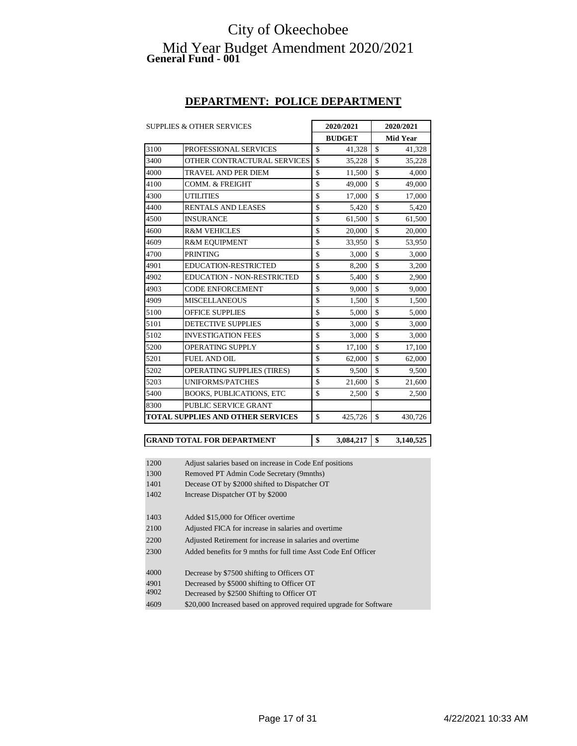# City of Okeechobee

# Mid Year Budget Amendment 2020/2021

**General Fund - 001**

## DEPARTMENT: POLICE DEPARTMENT

| SUPPLIES & OTHER SERVICES | | 2020/2021 BUDGET | 2020/2021 Mid Year |
|---|---|---|---|
| 3100 | PROFESSIONAL SERVICES | $ 41,328 | $ 41,328 |
| 3400 | OTHER CONTRACTURAL SERVICES | $ 35,228 | $ 35,228 |
| 4000 | TRAVEL AND PER DIEM | $ 11,500 | $ 4,000 |
| 4100 | COMM. & FREIGHT | $ 49,000 | $ 49,000 |
| 4300 | UTILITIES | $ 17,000 | $ 17,000 |
| 4400 | RENTALS AND LEASES | $ 5,420 | $ 5,420 |
| 4500 | INSURANCE | $ 61,500 | $ 61,500 |
| 4600 | R&M VEHICLES | $ 20,000 | $ 20,000 |
| 4609 | R&M EQUIPMENT | $ 33,950 | $ 53,950 |
| 4700 | PRINTING | $ 3,000 | $ 3,000 |
| 4901 | EDUCATION-RESTRICTED | $ 8,200 | $ 3,200 |
| 4902 | EDUCATION - NON-RESTRICTED | $ 5,400 | $ 2,900 |
| 4903 | CODE ENFORCEMENT | $ 9,000 | $ 9,000 |
| 4909 | MISCELLANEOUS | $ 1,500 | $ 1,500 |
| 5100 | OFFICE SUPPLIES | $ 5,000 | $ 5,000 |
| 5101 | DETECTIVE SUPPLIES | $ 3,000 | $ 3,000 |
| 5102 | INVESTIGATION FEES | $ 3,000 | $ 3,000 |
| 5200 | OPERATING SUPPLY | $ 17,100 | $ 17,100 |
| 5201 | FUEL AND OIL | $ 62,000 | $ 62,000 |
| 5202 | OPERATING SUPPLIES (TIRES) | $ 9,500 | $ 9,500 |
| 5203 | UNIFORMS/PATCHES | $ 21,600 | $ 21,600 |
| 5400 | BOOKS, PUBLICATIONS, ETC | $ 2,500 | $ 2,500 |
| 8300 | PUBLIC SERVICE GRANT | | |
| **TOTAL SUPPLIES AND OTHER SERVICES** | | $ 425,726 | $ 430,726 |

| **GRAND TOTAL FOR DEPARTMENT** | **$ 3,084,217** | **$ 3,140,525** |
|---|---|---|

| | |
|---|---|
| 1200 | Adjust salaries based on increase in Code Enf positions |
| 1300 | Removed PT Admin Code Secretary (9mnths) |
| 1401 | Decease OT by $2000 shifted to Dispatcher OT |
| 1402 | Increase Dispatcher OT by $2000 |
| 1403 | Added $15,000 for Officer overtime |
| 2100 | Adjusted FICA for increase in salaries and overtime |
| 2200 | Adjusted Retirement for increase in salaries and overtime |
| 2300 | Added benefits for 9 mnths for full time Asst Code Enf Officer |
| 4000 | Decrease by $7500 shifting to Officers OT |
| 4901 | Decreased by $5000 shifting to Officer OT |
| 4902 | Decreased by $2500 Shifting to Officer OT |
| 4609 | $20,000 Increased based on approved required upgrade for Software |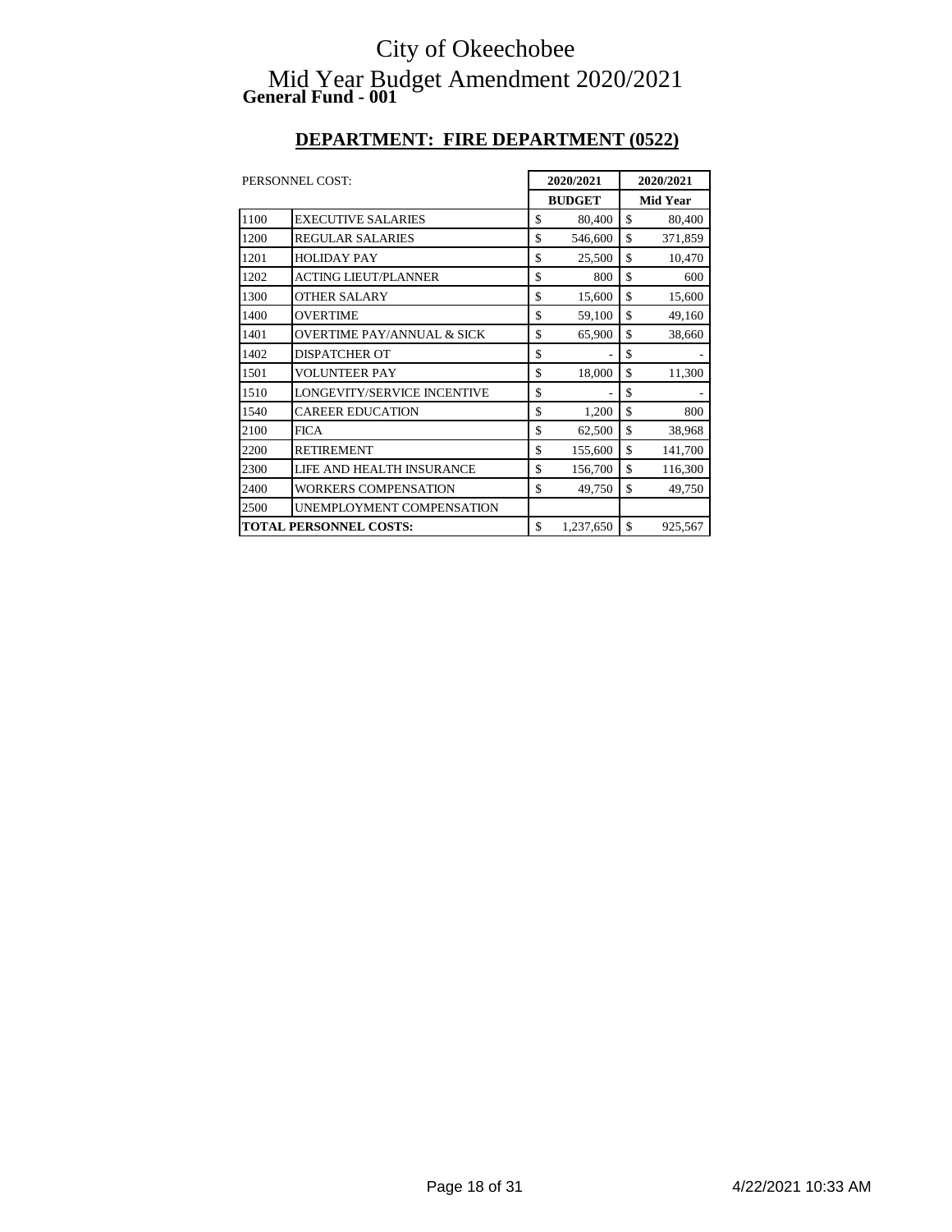# City of Okeechobee

# Mid Year Budget Amendment 2020/2021

**General Fund - 001**

## DEPARTMENT: FIRE DEPARTMENT (0522)

| PERSONNEL COST: | | 2020/2021 BUDGET | 2020/2021 Mid Year |
|---|---|---|---|
| 1100 | EXECUTIVE SALARIES | $ 80,400 | $ 80,400 |
| 1200 | REGULAR SALARIES | $ 546,600 | $ 371,859 |
| 1201 | HOLIDAY PAY | $ 25,500 | $ 10,470 |
| 1202 | ACTING LIEUT/PLANNER | $ 800 | $ 600 |
| 1300 | OTHER SALARY | $ 15,600 | $ 15,600 |
| 1400 | OVERTIME | $ 59,100 | $ 49,160 |
| 1401 | OVERTIME PAY/ANNUAL & SICK | $ 65,900 | $ 38,660 |
| 1402 | DISPATCHER OT | $ - | $ - |
| 1501 | VOLUNTEER PAY | $ 18,000 | $ 11,300 |
| 1510 | LONGEVITY/SERVICE INCENTIVE | $ - | $ - |
| 1540 | CAREER EDUCATION | $ 1,200 | $ 800 |
| 2100 | FICA | $ 62,500 | $ 38,968 |
| 2200 | RETIREMENT | $ 155,600 | $ 141,700 |
| 2300 | LIFE AND HEALTH INSURANCE | $ 156,700 | $ 116,300 |
| 2400 | WORKERS COMPENSATION | $ 49,750 | $ 49,750 |
| 2500 | UNEMPLOYMENT COMPENSATION | | |
| **TOTAL PERSONNEL COSTS:** | | $ 1,237,650 | $ 925,567 |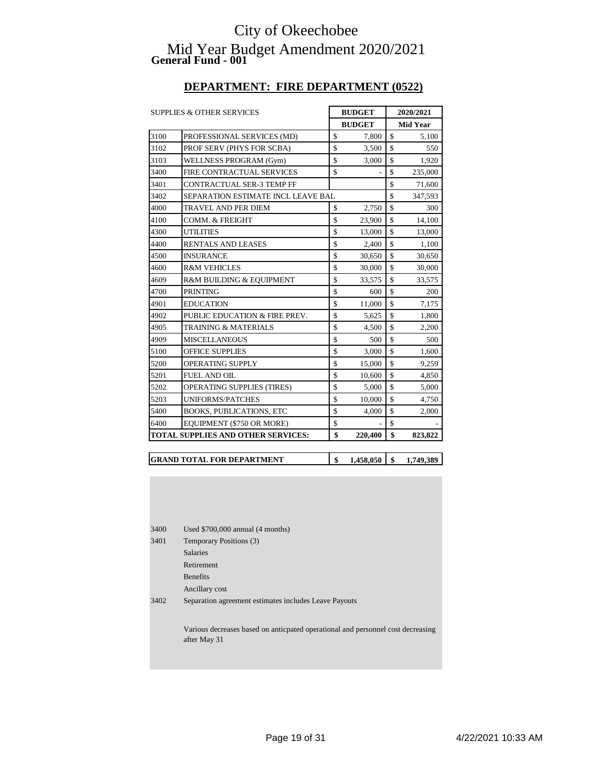# City of Okeechobee

## Mid Year Budget Amendment 2020/2021

**General Fund - 001**

### DEPARTMENT: FIRE DEPARTMENT (0522)

| SUPPLIES & OTHER SERVICES | | BUDGET | 2020/2021 |
|---|---|---|---|
| | | BUDGET | Mid Year |
| 3100 | PROFESSIONAL SERVICES (MD) | $ 7,800 | $ 5,100 |
| 3102 | PROF SERV (PHYS FOR SCBA) | $ 3,500 | $ 550 |
| 3103 | WELLNESS PROGRAM (Gym) | $ 3,000 | $ 1,920 |
| 3400 | FIRE CONTRACTUAL SERVICES | $ - | $ 235,000 |
| 3401 | CONTRACTUAL SER-3 TEMP FF | | $ 71,600 |
| 3402 | SEPARATION ESTIMATE INCL LEAVE BAL | | $ 347,593 |
| 4000 | TRAVEL AND PER DIEM | $ 2,750 | $ 300 |
| 4100 | COMM. & FREIGHT | $ 23,900 | $ 14,100 |
| 4300 | UTILITIES | $ 13,000 | $ 13,000 |
| 4400 | RENTALS AND LEASES | $ 2,400 | $ 1,100 |
| 4500 | INSURANCE | $ 30,650 | $ 30,650 |
| 4600 | R&M VEHICLES | $ 30,000 | $ 30,000 |
| 4609 | R&M BUILDING & EQUIPMENT | $ 33,575 | $ 33,575 |
| 4700 | PRINTING | $ 600 | $ 200 |
| 4901 | EDUCATION | $ 11,000 | $ 7,175 |
| 4902 | PUBLIC EDUCATION & FIRE PREV. | $ 5,625 | $ 1,800 |
| 4905 | TRAINING & MATERIALS | $ 4,500 | $ 2,200 |
| 4909 | MISCELLANEOUS | $ 500 | $ 500 |
| 5100 | OFFICE SUPPLIES | $ 3,000 | $ 1,600 |
| 5200 | OPERATING SUPPLY | $ 15,000 | $ 9,259 |
| 5201 | FUEL AND OIL | $ 10,600 | $ 4,850 |
| 5202 | OPERATING SUPPLIES (TIRES) | $ 5,000 | $ 5,000 |
| 5203 | UNIFORMS/PATCHES | $ 10,000 | $ 4,750 |
| 5400 | BOOKS, PUBLICATIONS, ETC | $ 4,000 | $ 2,000 |
| 6400 | EQUIPMENT ($750 OR MORE) | $ - | $ - |
| **TOTAL SUPPLIES AND OTHER SERVICES:** | | **$ 220,400** | **$ 823,822** |

| **GRAND TOTAL FOR DEPARTMENT** | **$ 1,458,050** | **$ 1,749,389** |
|---|---|---|

3400 Used $700,000 annual (4 months)

3401 Temporary Positions (3)
- Salaries
- Retirement
- Benefits
- Ancillary cost

3402 Separation agreement estimates includes Leave Payouts

Various decreases based on anticpated operational and personnel cost decreasing after May 31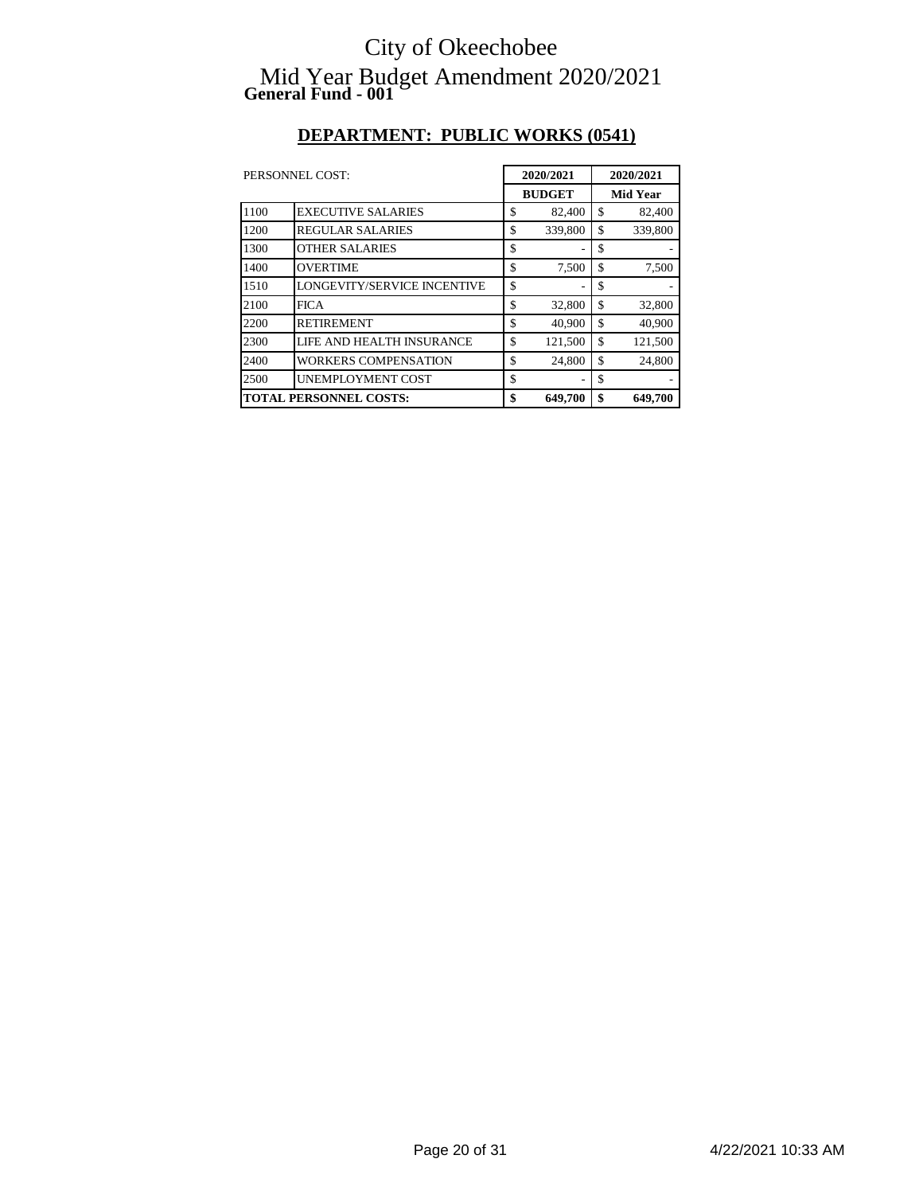# City of Okeechobee

## Mid Year Budget Amendment 2020/2021

**General Fund - 001**

## DEPARTMENT: PUBLIC WORKS (0541)

| PERSONNEL COST: | | 2020/2021 BUDGET | 2020/2021 Mid Year |
|---|---|---|---|
| 1100 | EXECUTIVE SALARIES | $ 82,400 | $ 82,400 |
| 1200 | REGULAR SALARIES | $ 339,800 | $ 339,800 |
| 1300 | OTHER SALARIES | $ - | $ - |
| 1400 | OVERTIME | $ 7,500 | $ 7,500 |
| 1510 | LONGEVITY/SERVICE INCENTIVE | $ - | $ - |
| 2100 | FICA | $ 32,800 | $ 32,800 |
| 2200 | RETIREMENT | $ 40,900 | $ 40,900 |
| 2300 | LIFE AND HEALTH INSURANCE | $ 121,500 | $ 121,500 |
| 2400 | WORKERS COMPENSATION | $ 24,800 | $ 24,800 |
| 2500 | UNEMPLOYMENT COST | $ - | $ - |
| **TOTAL PERSONNEL COSTS:** | | **$ 649,700** | **$ 649,700** |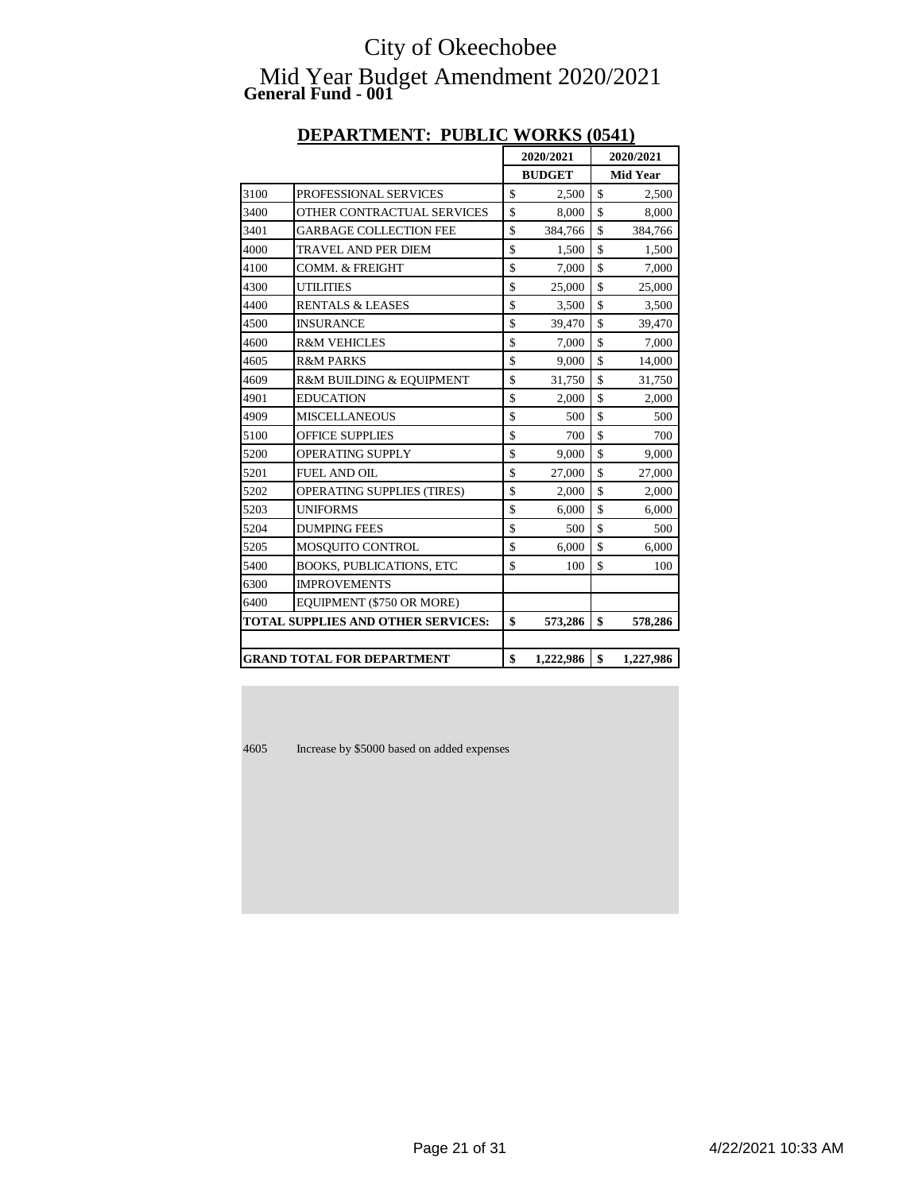# City of Okeechobee

# Mid Year Budget Amendment 2020/2021

**General Fund - 001**

## DEPARTMENT: PUBLIC WORKS (0541)

| | | 2020/2021 BUDGET | 2020/2021 Mid Year |
|---|---|---|---|
| 3100 | PROFESSIONAL SERVICES | $ 2,500 | $ 2,500 |
| 3400 | OTHER CONTRACTUAL SERVICES | $ 8,000 | $ 8,000 |
| 3401 | GARBAGE COLLECTION FEE | $ 384,766 | $ 384,766 |
| 4000 | TRAVEL AND PER DIEM | $ 1,500 | $ 1,500 |
| 4100 | COMM. & FREIGHT | $ 7,000 | $ 7,000 |
| 4300 | UTILITIES | $ 25,000 | $ 25,000 |
| 4400 | RENTALS & LEASES | $ 3,500 | $ 3,500 |
| 4500 | INSURANCE | $ 39,470 | $ 39,470 |
| 4600 | R&M VEHICLES | $ 7,000 | $ 7,000 |
| 4605 | R&M PARKS | $ 9,000 | $ 14,000 |
| 4609 | R&M BUILDING & EQUIPMENT | $ 31,750 | $ 31,750 |
| 4901 | EDUCATION | $ 2,000 | $ 2,000 |
| 4909 | MISCELLANEOUS | $ 500 | $ 500 |
| 5100 | OFFICE SUPPLIES | $ 700 | $ 700 |
| 5200 | OPERATING SUPPLY | $ 9,000 | $ 9,000 |
| 5201 | FUEL AND OIL | $ 27,000 | $ 27,000 |
| 5202 | OPERATING SUPPLIES (TIRES) | $ 2,000 | $ 2,000 |
| 5203 | UNIFORMS | $ 6,000 | $ 6,000 |
| 5204 | DUMPING FEES | $ 500 | $ 500 |
| 5205 | MOSQUITO CONTROL | $ 6,000 | $ 6,000 |
| 5400 | BOOKS, PUBLICATIONS, ETC | $ 100 | $ 100 |
| 6300 | IMPROVEMENTS | | |
| 6400 | EQUIPMENT ($750 OR MORE) | | |
| **TOTAL SUPPLIES AND OTHER SERVICES:** | | **$ 573,286** | **$ 578,286** |
| | | | |
| **GRAND TOTAL FOR DEPARTMENT** | | **$ 1,222,986** | **$ 1,227,986** |

4605 Increase by $5000 based on added expenses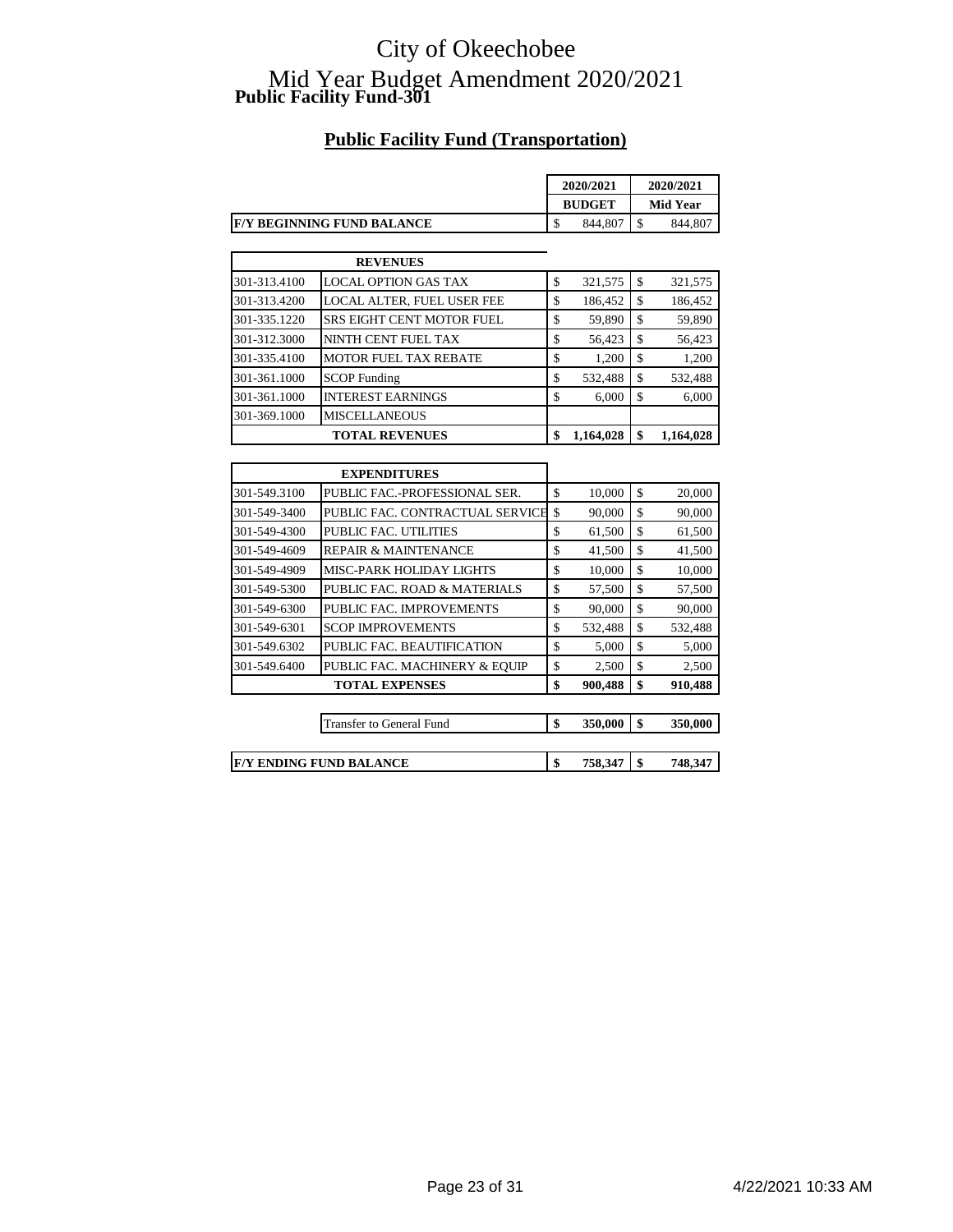# City of Okeechobee

# Mid Year Budget Amendment 2020/2021

**Public Facility Fund-301**

## Public Facility Fund (Transportation)

| | | 2020/2021 BUDGET | 2020/2021 Mid Year |
|---|---|---|---|
| **F/Y BEGINNING FUND BALANCE** | | $ 844,807 | $ 844,807 |
| | **REVENUES** | | |
| 301-313.4100 | LOCAL OPTION GAS TAX | $ 321,575 | $ 321,575 |
| 301-313.4200 | LOCAL ALTER, FUEL USER FEE | $ 186,452 | $ 186,452 |
| 301-335.1220 | SRS EIGHT CENT MOTOR FUEL | $ 59,890 | $ 59,890 |
| 301-312.3000 | NINTH CENT FUEL TAX | $ 56,423 | $ 56,423 |
| 301-335.4100 | MOTOR FUEL TAX REBATE | $ 1,200 | $ 1,200 |
| 301-361.1000 | SCOP Funding | $ 532,488 | $ 532,488 |
| 301-361.1000 | INTEREST EARNINGS | $ 6,000 | $ 6,000 |
| 301-369.1000 | MISCELLANEOUS | | |
| | **TOTAL REVENUES** | **$ 1,164,028** | **$ 1,164,028** |
| | **EXPENDITURES** | | |
| 301-549.3100 | PUBLIC FAC.-PROFESSIONAL SER. | $ 10,000 | $ 20,000 |
| 301-549-3400 | PUBLIC FAC. CONTRACTUAL SERVICE | $ 90,000 | $ 90,000 |
| 301-549-4300 | PUBLIC FAC. UTILITIES | $ 61,500 | $ 61,500 |
| 301-549-4609 | REPAIR & MAINTENANCE | $ 41,500 | $ 41,500 |
| 301-549-4909 | MISC-PARK HOLIDAY LIGHTS | $ 10,000 | $ 10,000 |
| 301-549-5300 | PUBLIC FAC. ROAD & MATERIALS | $ 57,500 | $ 57,500 |
| 301-549-6300 | PUBLIC FAC. IMPROVEMENTS | $ 90,000 | $ 90,000 |
| 301-549-6301 | SCOP IMPROVEMENTS | $ 532,488 | $ 532,488 |
| 301-549.6302 | PUBLIC FAC. BEAUTIFICATION | $ 5,000 | $ 5,000 |
| 301-549.6400 | PUBLIC FAC. MACHINERY & EQUIP | $ 2,500 | $ 2,500 |
| | **TOTAL EXPENSES** | **$ 900,488** | **$ 910,488** |
| | Transfer to General Fund | **$ 350,000** | **$ 350,000** |
| **F/Y ENDING FUND BALANCE** | | **$ 758,347** | **$ 748,347** |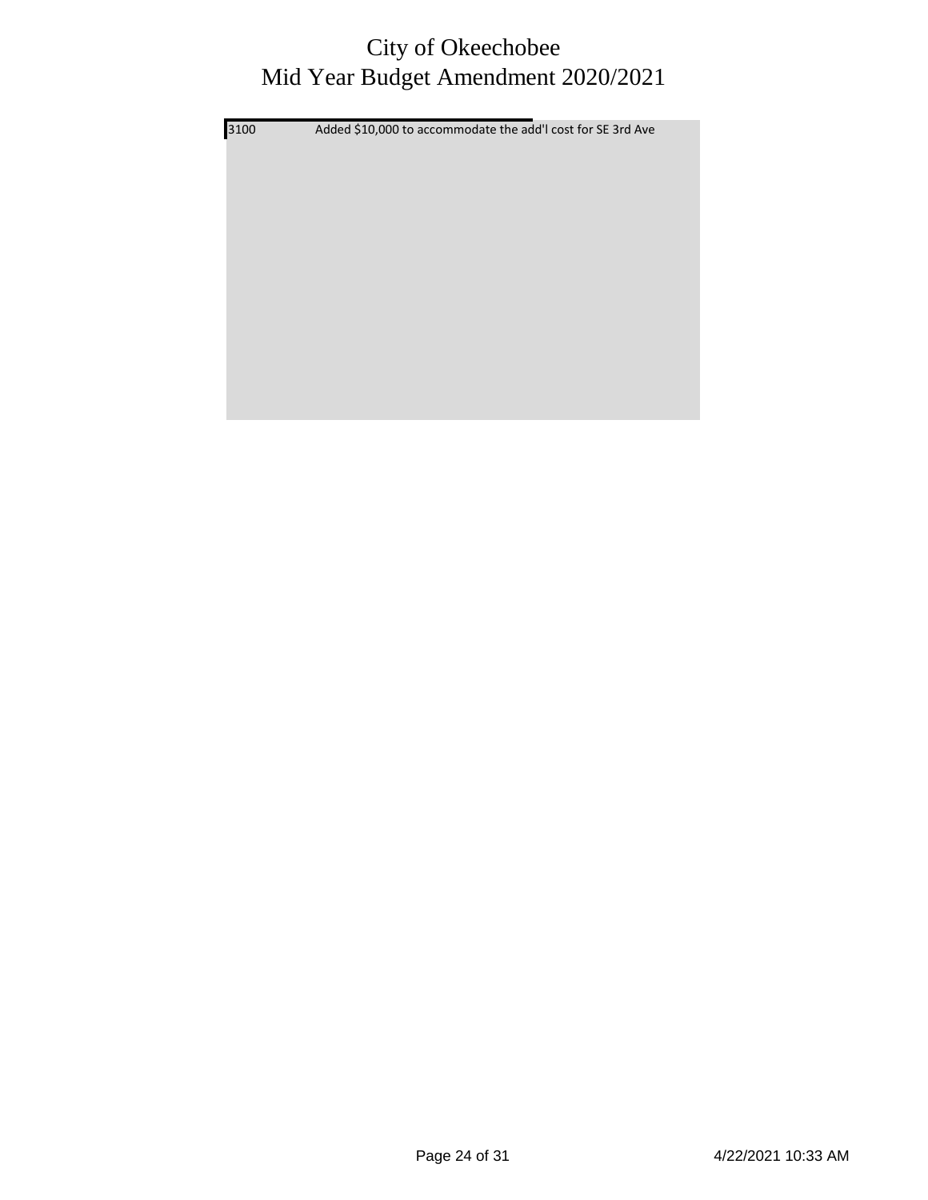# City of Okeechobee
## Mid Year Budget Amendment 2020/2021

| | |
|---|---|
| 3100 | Added $10,000 to accommodate the add'l cost for SE 3rd Ave |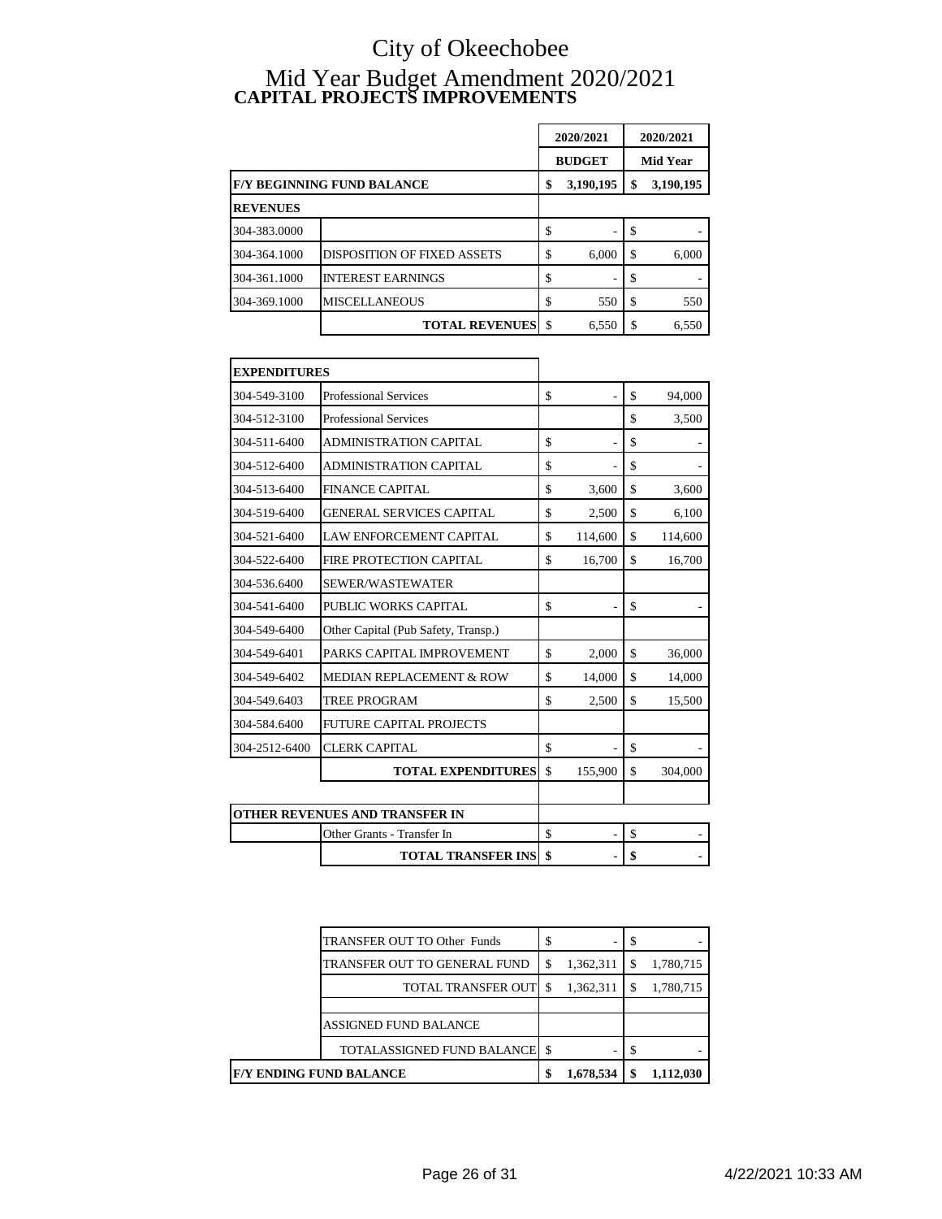# City of Okeechobee

# Mid Year Budget Amendment 2020/2021

## CAPITAL PROJECTS IMPROVEMENTS

| | | 2020/2021 BUDGET | 2020/2021 Mid Year |
|---|---|---|---|
| **F/Y BEGINNING FUND BALANCE** | | **$ 3,190,195** | **$ 3,190,195** |
| **REVENUES** | | | |
| 304-383.0000 | | $ - | $ - |
| 304-364.1000 | DISPOSITION OF FIXED ASSETS | $ 6,000 | $ 6,000 |
| 304-361.1000 | INTEREST EARNINGS | $ - | $ - |
| 304-369.1000 | MISCELLANEOUS | $ 550 | $ 550 |
| | **TOTAL REVENUES** | $ 6,550 | $ 6,550 |
| **EXPENDITURES** | | | |
| 304-549-3100 | Professional Services | $ - | $ 94,000 |
| 304-512-3100 | Professional Services | | $ 3,500 |
| 304-511-6400 | ADMINISTRATION CAPITAL | $ - | $ - |
| 304-512-6400 | ADMINISTRATION CAPITAL | $ - | $ - |
| 304-513-6400 | FINANCE CAPITAL | $ 3,600 | $ 3,600 |
| 304-519-6400 | GENERAL SERVICES CAPITAL | $ 2,500 | $ 6,100 |
| 304-521-6400 | LAW ENFORCEMENT CAPITAL | $ 114,600 | $ 114,600 |
| 304-522-6400 | FIRE PROTECTION CAPITAL | $ 16,700 | $ 16,700 |
| 304-536.6400 | SEWER/WASTEWATER | | |
| 304-541-6400 | PUBLIC WORKS CAPITAL | $ - | $ - |
| 304-549-6400 | Other Capital (Pub Safety, Transp.) | | |
| 304-549-6401 | PARKS CAPITAL IMPROVEMENT | $ 2,000 | $ 36,000 |
| 304-549-6402 | MEDIAN REPLACEMENT & ROW | $ 14,000 | $ 14,000 |
| 304-549.6403 | TREE PROGRAM | $ 2,500 | $ 15,500 |
| 304-584.6400 | FUTURE CAPITAL PROJECTS | | |
| 304-2512-6400 | CLERK CAPITAL | $ - | $ - |
| | **TOTAL EXPENDITURES** | $ 155,900 | $ 304,000 |
| **OTHER REVENUES AND TRANSFER IN** | | | |
| | Other Grants - Transfer In | $ - | $ - |
| | **TOTAL TRANSFER INS** | **$ -** | **$ -** |
| | TRANSFER OUT TO Other Funds | $ - | $ - |
| | TRANSFER OUT TO GENERAL FUND | $ 1,362,311 | $ 1,780,715 |
| | TOTAL TRANSFER OUT | $ 1,362,311 | $ 1,780,715 |
| | ASSIGNED FUND BALANCE | | |
| | TOTALASSIGNED FUND BALANCE | $ - | $ - |
| **F/Y ENDING FUND BALANCE** | | **$ 1,678,534** | **$ 1,112,030** |

4/22/2021 10:33 AM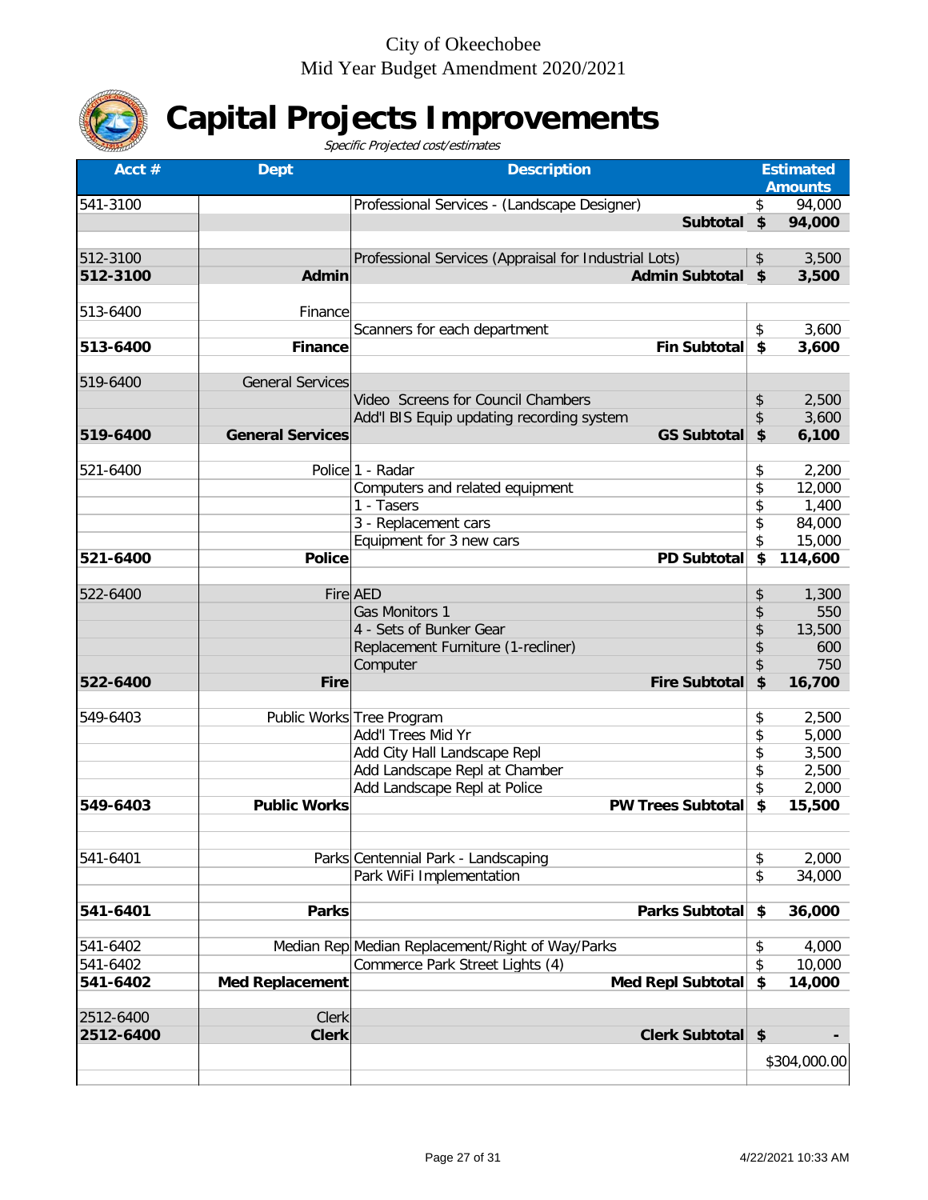City of Okeechobee
Mid Year Budget Amendment 2020/2021

# Capital Projects Improvements

*Specific Projected cost/estimates*

| Acct # | Dept | Description | Estimated Amounts |
|---|---|---|---|
| 541-3100 | | Professional Services - (Landscape Designer) | $ 94,000 |
| | | **Subtotal** | **$ 94,000** |
| | | | |
| 512-3100 | | Professional Services (Appraisal for Industrial Lots) | $ 3,500 |
| **512-3100** | **Admin** | **Admin Subtotal** | **$ 3,500** |
| | | | |
| 513-6400 | Finance | | |
| | | Scanners for each department | $ 3,600 |
| **513-6400** | **Finance** | **Fin Subtotal** | **$ 3,600** |
| | | | |
| 519-6400 | General Services | | |
| | | Video Screens for Council Chambers | $ 2,500 |
| | | Add'l BIS Equip updating recording system | $ 3,600 |
| **519-6400** | **General Services** | **GS Subtotal** | **$ 6,100** |
| | | | |
| 521-6400 | Police | 1 - Radar | $ 2,200 |
| | | Computers and related equipment | $ 12,000 |
| | | 1 - Tasers | $ 1,400 |
| | | 3 - Replacement cars | $ 84,000 |
| | | Equipment for 3 new cars | $ 15,000 |
| **521-6400** | **Police** | **PD Subtotal** | **$ 114,600** |
| | | | |
| 522-6400 | Fire | AED | $ 1,300 |
| | | Gas Monitors 1 | $ 550 |
| | | 4 - Sets of Bunker Gear | $ 13,500 |
| | | Replacement Furniture (1-recliner) | $ 600 |
| | | Computer | $ 750 |
| **522-6400** | **Fire** | **Fire Subtotal** | **$ 16,700** |
| | | | |
| 549-6403 | Public Works | Tree Program | $ 2,500 |
| | | Add'l Trees Mid Yr | $ 5,000 |
| | | Add City Hall Landscape Repl | $ 3,500 |
| | | Add Landscape Repl at Chamber | $ 2,500 |
| | | Add Landscape Repl at Police | $ 2,000 |
| **549-6403** | **Public Works** | **PW Trees Subtotal** | **$ 15,500** |
| | | | |
| 541-6401 | Parks | Centennial Park - Landscaping | $ 2,000 |
| | | Park WiFi Implementation | $ 34,000 |
| | | | |
| **541-6401** | **Parks** | **Parks Subtotal** | **$ 36,000** |
| | | | |
| 541-6402 | Median Rep | Median Replacement/Right of Way/Parks | $ 4,000 |
| 541-6402 | | Commerce Park Street Lights (4) | $ 10,000 |
| **541-6402** | **Med Replacement** | **Med Repl Subtotal** | **$ 14,000** |
| | | | |
| 2512-6400 | Clerk | | |
| **2512-6400** | **Clerk** | **Clerk Subtotal** | **$ -** |
| | | | $304,000.00 |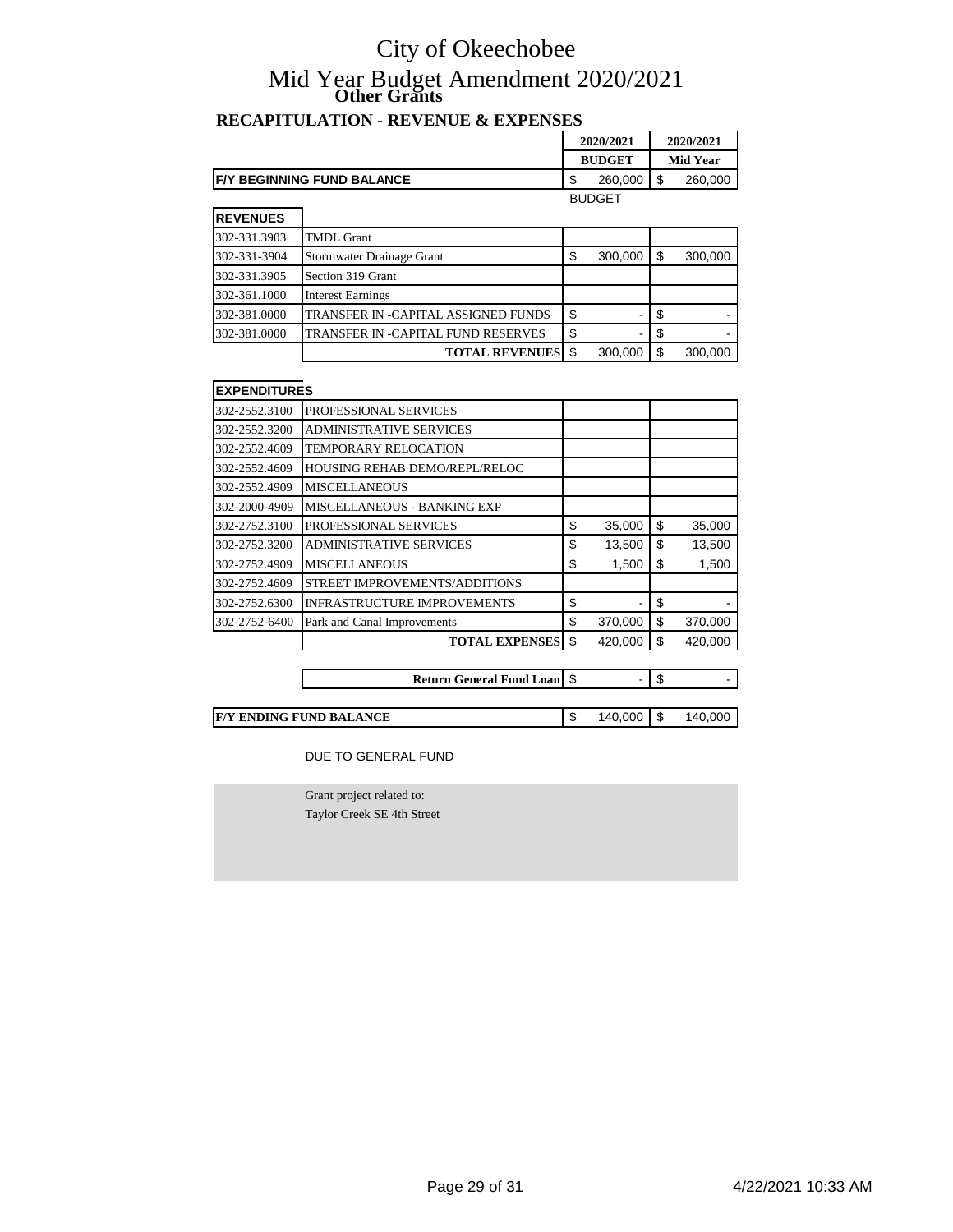# City of Okeechobee

# Mid Year Budget Amendment 2020/2021

## Other Grants

### RECAPITULATION - REVENUE & EXPENSES

| | | 2020/2021 BUDGET | 2020/2021 Mid Year |
|---|---|---|---|
| **F/Y BEGINNING FUND BALANCE** | | $ 260,000 | $ 260,000 |
| | | BUDGET | |
| **REVENUES** | | | |
| 302-331.3903 | TMDL Grant | | |
| 302-331-3904 | Stormwater Drainage Grant | $ 300,000 | $ 300,000 |
| 302-331.3905 | Section 319 Grant | | |
| 302-361.1000 | Interest Earnings | | |
| 302-381.0000 | TRANSFER IN -CAPITAL ASSIGNED FUNDS | $ - | $ - |
| 302-381.0000 | TRANSFER IN -CAPITAL FUND RESERVES | $ - | $ - |
| | **TOTAL REVENUES** | $ 300,000 | $ 300,000 |
| **EXPENDITURES** | | | |
| 302-2552.3100 | PROFESSIONAL SERVICES | | |
| 302-2552.3200 | ADMINISTRATIVE SERVICES | | |
| 302-2552.4609 | TEMPORARY RELOCATION | | |
| 302-2552.4609 | HOUSING REHAB DEMO/REPL/RELOC | | |
| 302-2552.4909 | MISCELLANEOUS | | |
| 302-2000-4909 | MISCELLANEOUS - BANKING EXP | | |
| 302-2752.3100 | PROFESSIONAL SERVICES | $ 35,000 | $ 35,000 |
| 302-2752.3200 | ADMINISTRATIVE SERVICES | $ 13,500 | $ 13,500 |
| 302-2752.4909 | MISCELLANEOUS | $ 1,500 | $ 1,500 |
| 302-2752.4609 | STREET IMPROVEMENTS/ADDITIONS | | |
| 302-2752.6300 | INFRASTRUCTURE IMPROVEMENTS | $ - | $ - |
| 302-2752-6400 | Park and Canal Improvements | $ 370,000 | $ 370,000 |
| | **TOTAL EXPENSES** | $ 420,000 | $ 420,000 |
| | **Return General Fund Loan** | $ - | $ - |
| **F/Y ENDING FUND BALANCE** | | $ 140,000 | $ 140,000 |

DUE TO GENERAL FUND

Grant project related to:
Taylor Creek SE 4th Street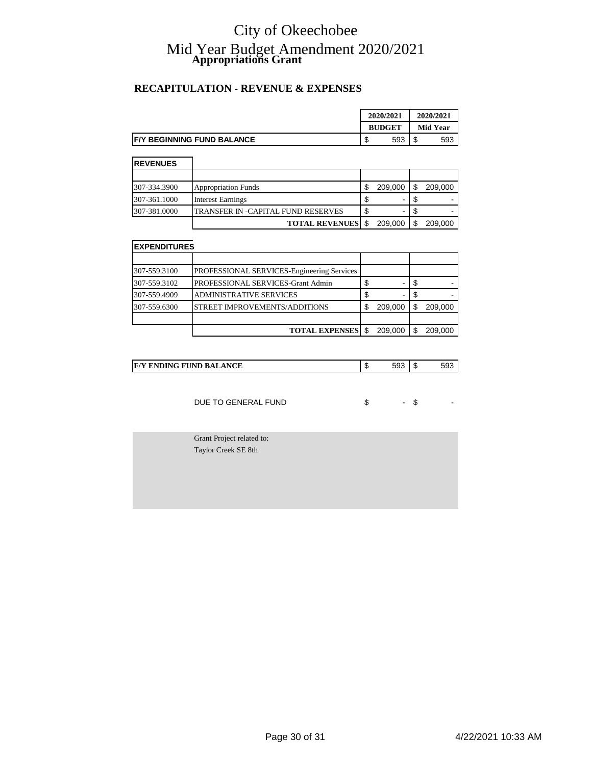# City of Okeechobee

# Mid Year Budget Amendment 2020/2021

## Appropriations Grant

### RECAPITULATION - REVENUE & EXPENSES

| | | 2020/2021 BUDGET | 2020/2021 Mid Year |
|---|---|---|---|
| **F/Y BEGINNING FUND BALANCE** | | $ 593 | $ 593 |
| **REVENUES** | | | |
| 307-334.3900 | Appropriation Funds | $ 209,000 | $ 209,000 |
| 307-361.1000 | Interest Earnings | $ - | $ - |
| 307-381.0000 | TRANSFER IN -CAPITAL FUND RESERVES | $ - | $ - |
| | **TOTAL REVENUES** | $ 209,000 | $ 209,000 |
| **EXPENDITURES** | | | |
| 307-559.3100 | PROFESSIONAL SERVICES-Engineering Services | | |
| 307-559.3102 | PROFESSIONAL SERVICES-Grant Admin | $ - | $ - |
| 307-559.4909 | ADMINISTRATIVE SERVICES | $ - | $ - |
| 307-559.6300 | STREET IMPROVEMENTS/ADDITIONS | $ 209,000 | $ 209,000 |
| | **TOTAL EXPENSES** | $ 209,000 | $ 209,000 |
| **F/Y ENDING FUND BALANCE** | | $ 593 | $ 593 |
| | DUE TO GENERAL FUND | $ - | $ - |

Grant Project related to:
Taylor Creek SE 8th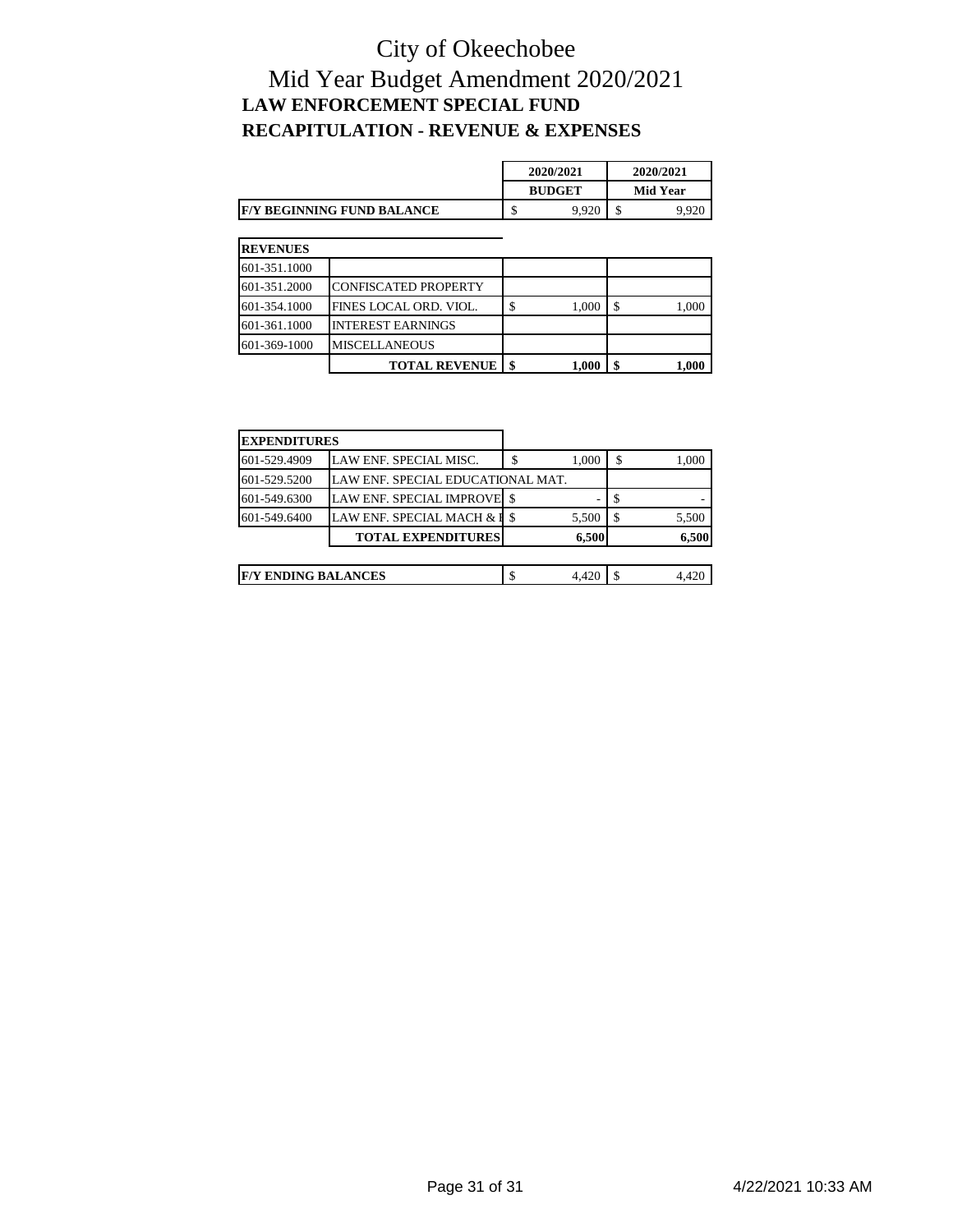# City of Okeechobee

# Mid Year Budget Amendment 2020/2021

## LAW ENFORCEMENT SPECIAL FUND

## RECAPITULATION - REVENUE & EXPENSES

| | | 2020/2021 BUDGET | 2020/2021 Mid Year |
|---|---|---|---|
| **F/Y BEGINNING FUND BALANCE** | | $ 9,920 | $ 9,920 |
| **REVENUES** | | | |
| 601-351.1000 | | | |
| 601-351.2000 | CONFISCATED PROPERTY | | |
| 601-354.1000 | FINES LOCAL ORD. VIOL. | $ 1,000 | $ 1,000 |
| 601-361.1000 | INTEREST EARNINGS | | |
| 601-369-1000 | MISCELLANEOUS | | |
| | **TOTAL REVENUE** | **$ 1,000** | **$ 1,000** |
| **EXPENDITURES** | | | |
| 601-529.4909 | LAW ENF. SPECIAL MISC. | $ 1,000 | $ 1,000 |
| 601-529.5200 | LAW ENF. SPECIAL EDUCATIONAL MAT. | | |
| 601-549.6300 | LAW ENF. SPECIAL IMPROVE | $ - | $ - |
| 601-549.6400 | LAW ENF. SPECIAL MACH & I | $ 5,500 | $ 5,500 |
| | **TOTAL EXPENDITURES** | **6,500** | **6,500** |
| **F/Y ENDING BALANCES** | | $ 4,420 | $ 4,420 |

4/22/2021 10:33 AM